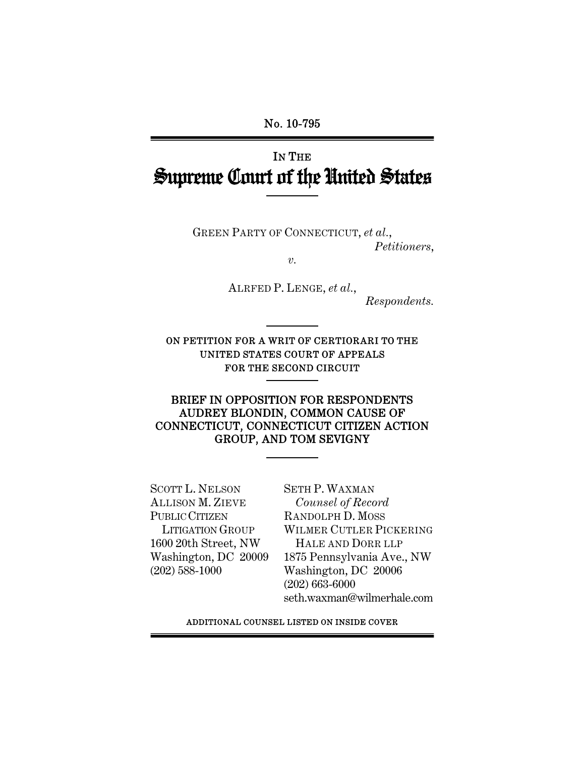No. 10-795

# IN THE
# Supreme Court of the United States

GREEN PARTY OF CONNECTICUT, *et al.*,
*Petitioners*,

*v.*

ALRFED P. LENGE, *et al.*,
*Respondents.*

ON PETITION FOR A WRIT OF CERTIORARI TO THE UNITED STATES COURT OF APPEALS FOR THE SECOND CIRCUIT

## BRIEF IN OPPOSITION FOR RESPONDENTS AUDREY BLONDIN, COMMON CAUSE OF CONNECTICUT, CONNECTICUT CITIZEN ACTION GROUP, AND TOM SEVIGNY

SCOTT L. NELSON
ALLISON M. ZIEVE
PUBLIC CITIZEN
LITIGATION GROUP
1600 20th Street, NW
Washington, DC 20009
(202) 588-1000

SETH P. WAXMAN
*Counsel of Record*
RANDOLPH D. MOSS
WILMER CUTLER PICKERING
HALE AND DORR LLP
1875 Pennsylvania Ave., NW
Washington, DC 20006
(202) 663-6000
seth.waxman@wilmerhale.com

ADDITIONAL COUNSEL LISTED ON INSIDE COVER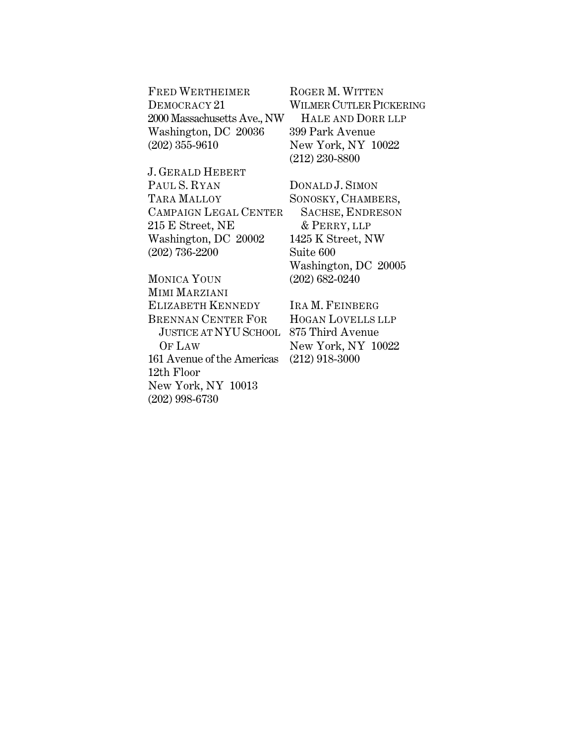FRED WERTHEIMER
DEMOCRACY 21
2000 Massachusetts Ave., NW
Washington, DC 20036
(202) 355-9610

J. GERALD HEBERT
PAUL S. RYAN
TARA MALLOY
CAMPAIGN LEGAL CENTER
215 E Street, NE
Washington, DC 20002
(202) 736-2200

MONICA YOUN
MIMI MARZIANI
ELIZABETH KENNEDY
BRENNAN CENTER FOR JUSTICE AT NYU SCHOOL OF LAW
161 Avenue of the Americas
12th Floor
New York, NY 10013
(202) 998-6730

ROGER M. WITTEN
WILMER CUTLER PICKERING HALE AND DORR LLP
399 Park Avenue
New York, NY 10022
(212) 230-8800

DONALD J. SIMON
SONOSKY, CHAMBERS, SACHSE, ENDRESON & PERRY, LLP
1425 K Street, NW
Suite 600
Washington, DC 20005
(202) 682-0240

IRA M. FEINBERG
HOGAN LOVELLS LLP
875 Third Avenue
New York, NY 10022
(212) 918-3000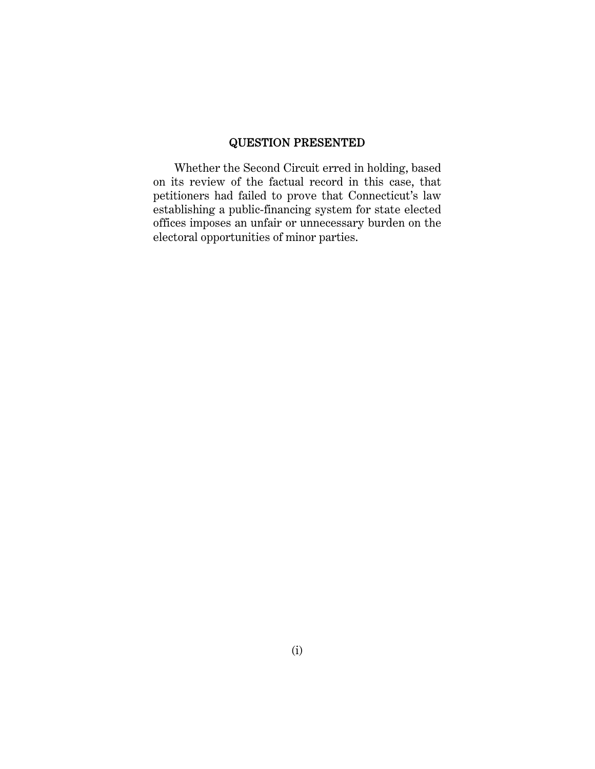## QUESTION PRESENTED

Whether the Second Circuit erred in holding, based on its review of the factual record in this case, that petitioners had failed to prove that Connecticut's law establishing a public-financing system for state elected offices imposes an unfair or unnecessary burden on the electoral opportunities of minor parties.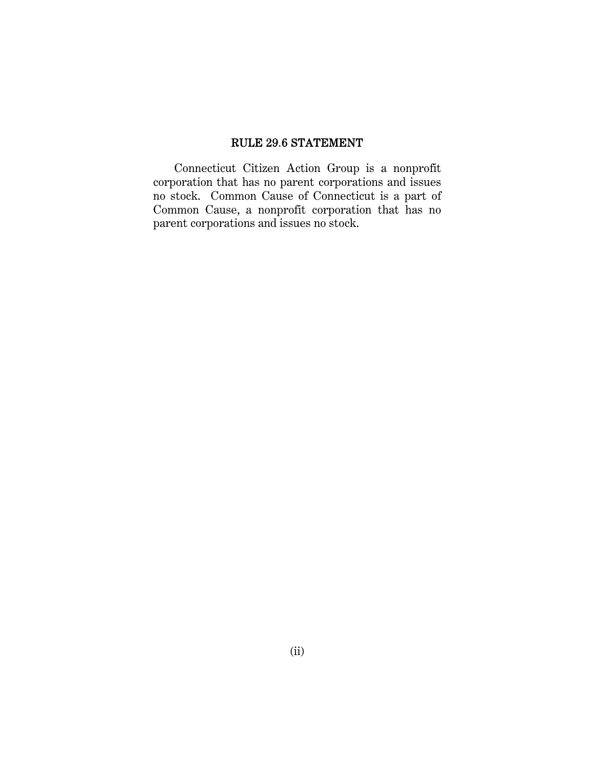## RULE 29.6 STATEMENT

Connecticut Citizen Action Group is a nonprofit corporation that has no parent corporations and issues no stock. Common Cause of Connecticut is a part of Common Cause, a nonprofit corporation that has no parent corporations and issues no stock.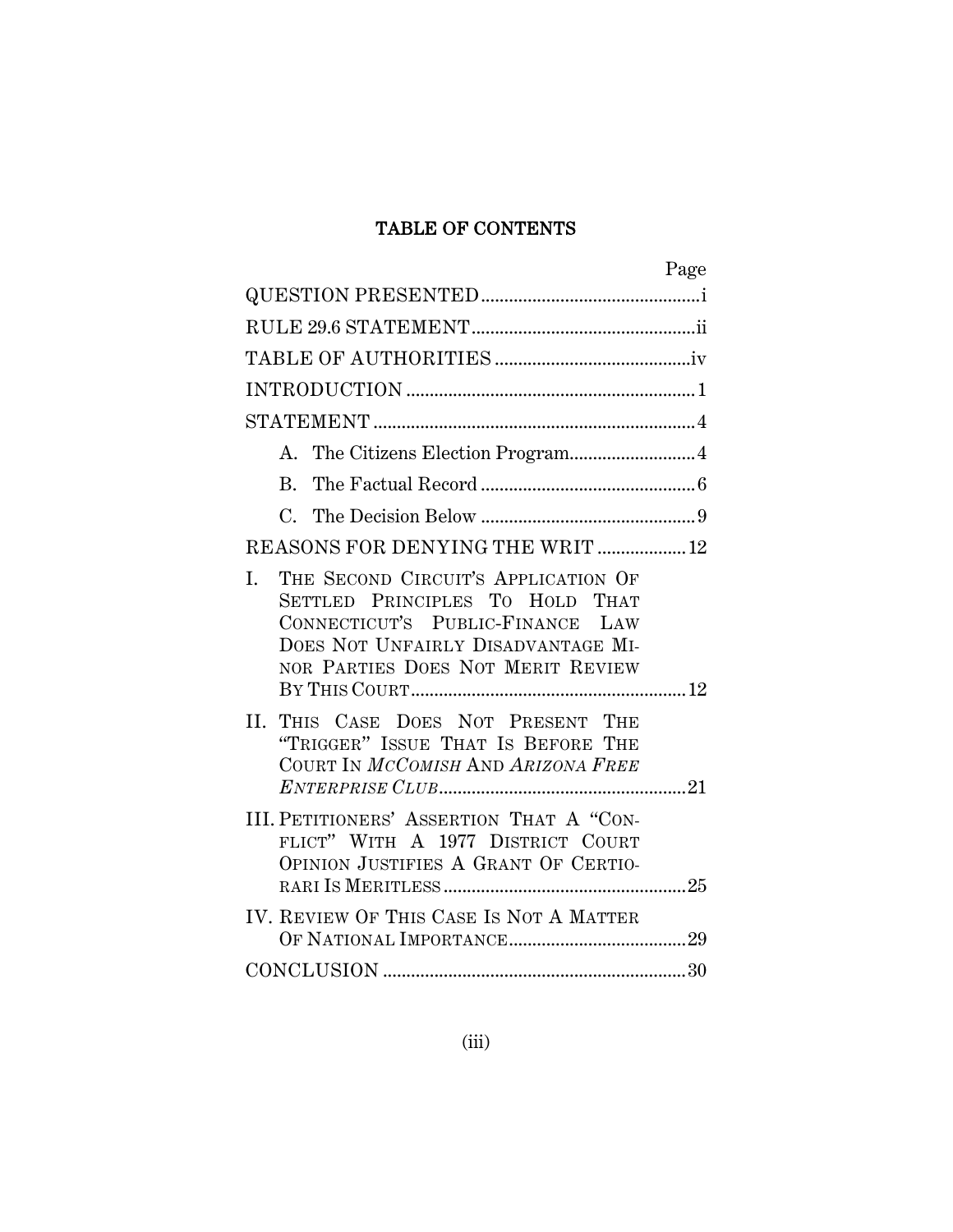## TABLE OF CONTENTS

| | Page |
|---|---|
| QUESTION PRESENTED | i |
| RULE 29.6 STATEMENT | ii |
| TABLE OF AUTHORITIES | iv |
| INTRODUCTION | 1 |
| STATEMENT | 4 |
| A. The Citizens Election Program | 4 |
| B. The Factual Record | 6 |
| C. The Decision Below | 9 |
| REASONS FOR DENYING THE WRIT | 12 |
| I. THE SECOND CIRCUIT'S APPLICATION OF SETTLED PRINCIPLES TO HOLD THAT CONNECTICUT'S PUBLIC-FINANCE LAW DOES NOT UNFAIRLY DISADVANTAGE MINOR PARTIES DOES NOT MERIT REVIEW BY THIS COURT | 12 |
| II. THIS CASE DOES NOT PRESENT THE "TRIGGER" ISSUE THAT IS BEFORE THE COURT IN *MCCOMISH* AND *ARIZONA FREE ENTERPRISE CLUB* | 21 |
| III. PETITIONERS' ASSERTION THAT A "CONFLICT" WITH A 1977 DISTRICT COURT OPINION JUSTIFIES A GRANT OF CERTIORARI IS MERITLESS | 25 |
| IV. REVIEW OF THIS CASE IS NOT A MATTER OF NATIONAL IMPORTANCE | 29 |
| CONCLUSION | 30 |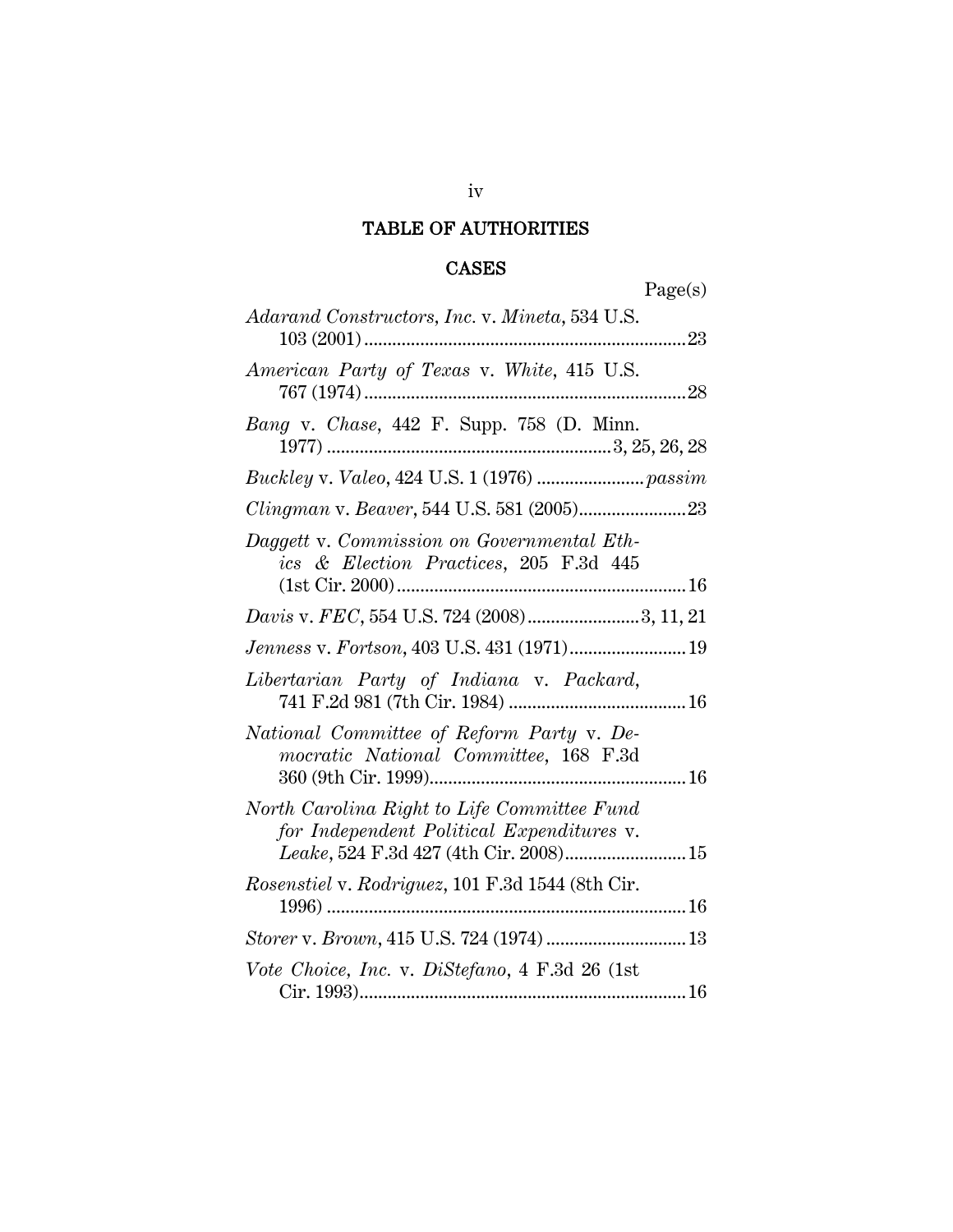# TABLE OF AUTHORITIES

## CASES

Page(s)

*Adarand Constructors, Inc.* v. *Mineta*, 534 U.S. 103 (2001) .......... 23

*American Party of Texas* v. *White*, 415 U.S. 767 (1974) .......... 28

*Bang* v. *Chase*, 442 F. Supp. 758 (D. Minn. 1977) .......... 3, 25, 26, 28

*Buckley* v. *Valeo*, 424 U.S. 1 (1976) .......... *passim*

*Clingman* v. *Beaver*, 544 U.S. 581 (2005) .......... 23

*Daggett* v. *Commission on Governmental Ethics & Election Practices*, 205 F.3d 445 (1st Cir. 2000) .......... 16

*Davis* v. *FEC*, 554 U.S. 724 (2008) .......... 3, 11, 21

*Jenness* v. *Fortson*, 403 U.S. 431 (1971) .......... 19

*Libertarian Party of Indiana* v. *Packard*, 741 F.2d 981 (7th Cir. 1984) .......... 16

*National Committee of Reform Party* v. *Democratic National Committee*, 168 F.3d 360 (9th Cir. 1999) .......... 16

*North Carolina Right to Life Committee Fund for Independent Political Expenditures* v. *Leake*, 524 F.3d 427 (4th Cir. 2008) .......... 15

*Rosenstiel* v. *Rodriguez*, 101 F.3d 1544 (8th Cir. 1996) .......... 16

*Storer* v. *Brown*, 415 U.S. 724 (1974) .......... 13

*Vote Choice, Inc.* v. *DiStefano*, 4 F.3d 26 (1st Cir. 1993) .......... 16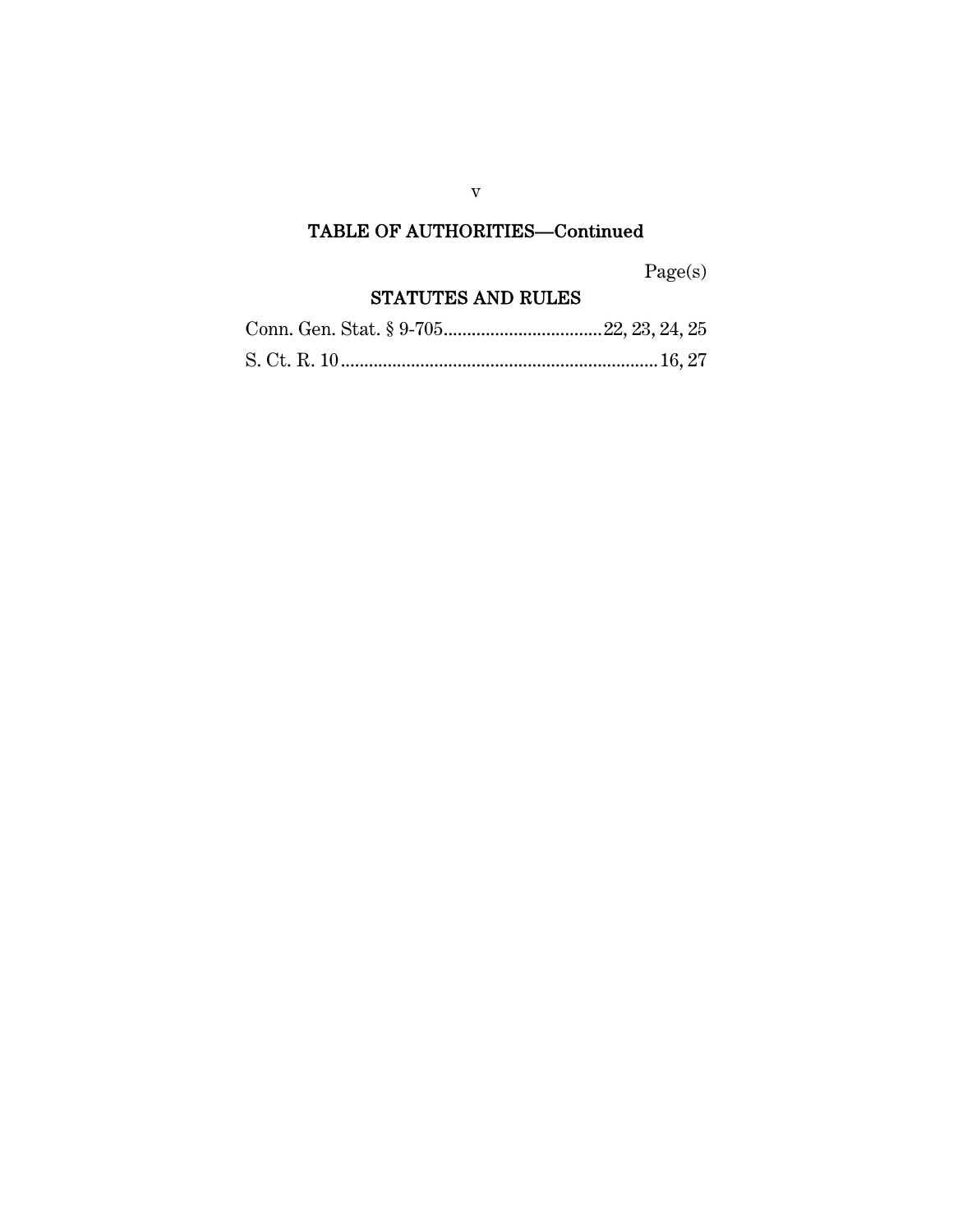## TABLE OF AUTHORITIES—Continued

Page(s)

### STATUTES AND RULES

Conn. Gen. Stat. § 9-705..................................22, 23, 24, 25

S. Ct. R. 10....................................................................16, 27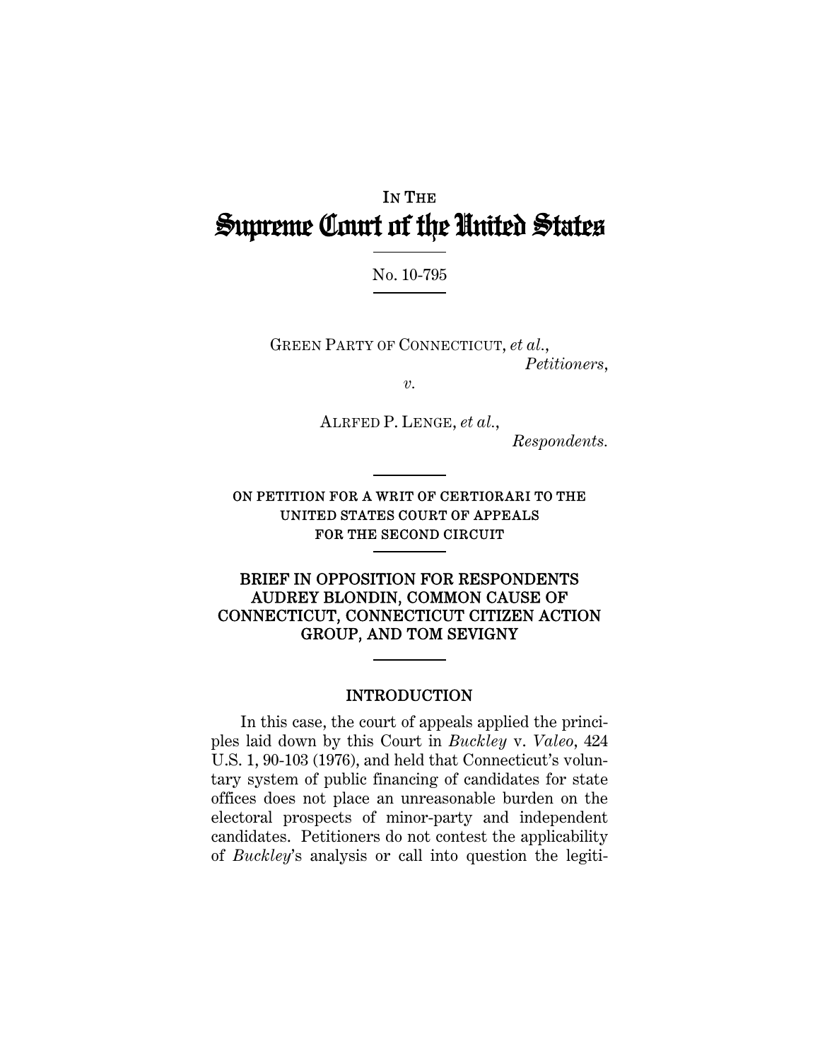IN THE

# Supreme Court of the United States

No. 10-795

GREEN PARTY OF CONNECTICUT, *et al.*,
*Petitioners*,

*v.*

ALRFED P. LENGE, *et al.*,
*Respondents.*

ON PETITION FOR A WRIT OF CERTIORARI TO THE UNITED STATES COURT OF APPEALS FOR THE SECOND CIRCUIT

## BRIEF IN OPPOSITION FOR RESPONDENTS AUDREY BLONDIN, COMMON CAUSE OF CONNECTICUT, CONNECTICUT CITIZEN ACTION GROUP, AND TOM SEVIGNY

## INTRODUCTION

In this case, the court of appeals applied the principles laid down by this Court in *Buckley* v. *Valeo*, 424 U.S. 1, 90-103 (1976), and held that Connecticut's voluntary system of public financing of candidates for state offices does not place an unreasonable burden on the electoral prospects of minor-party and independent candidates. Petitioners do not contest the applicability of *Buckley*'s analysis or call into question the legiti-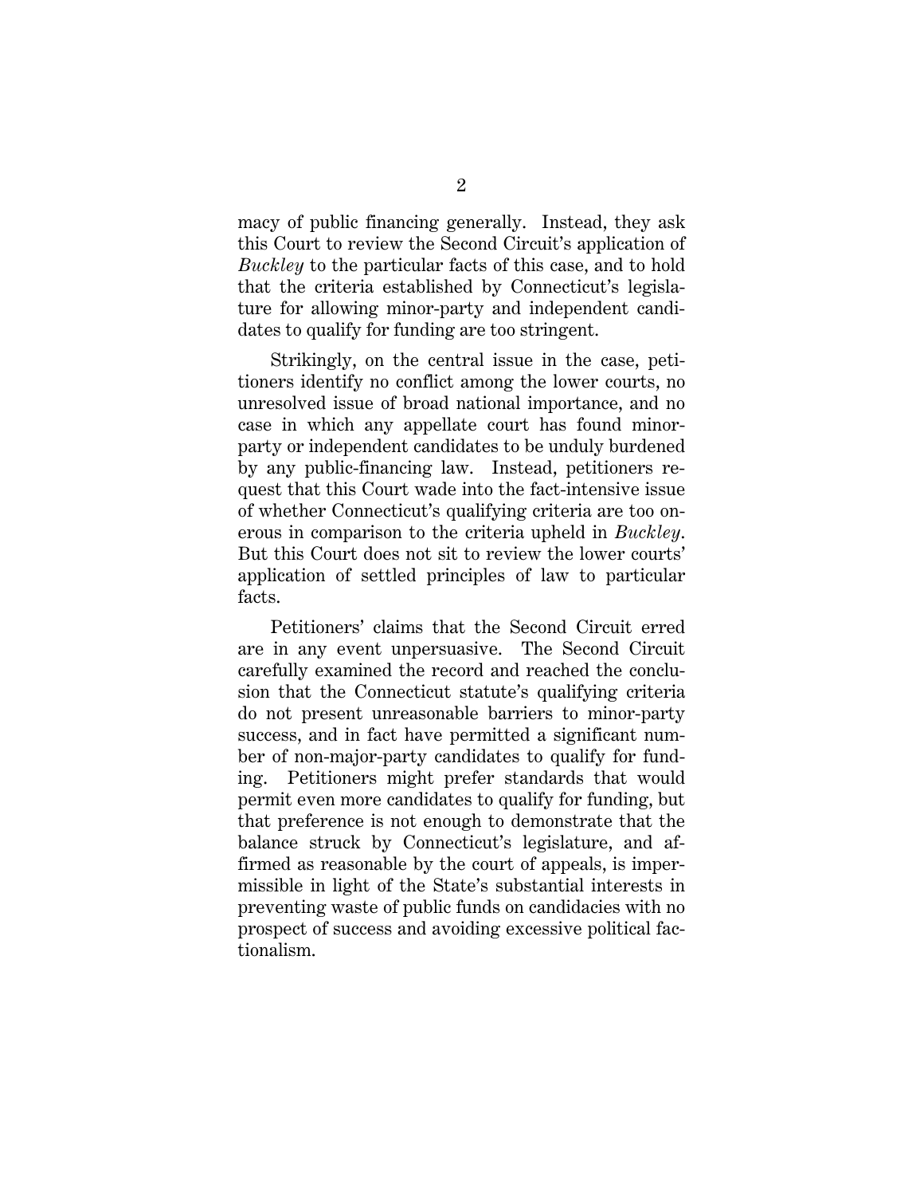macy of public financing generally. Instead, they ask this Court to review the Second Circuit's application of *Buckley* to the particular facts of this case, and to hold that the criteria established by Connecticut's legislature for allowing minor-party and independent candidates to qualify for funding are too stringent.

Strikingly, on the central issue in the case, petitioners identify no conflict among the lower courts, no unresolved issue of broad national importance, and no case in which any appellate court has found minor-party or independent candidates to be unduly burdened by any public-financing law. Instead, petitioners request that this Court wade into the fact-intensive issue of whether Connecticut's qualifying criteria are too onerous in comparison to the criteria upheld in *Buckley*. But this Court does not sit to review the lower courts' application of settled principles of law to particular facts.

Petitioners' claims that the Second Circuit erred are in any event unpersuasive. The Second Circuit carefully examined the record and reached the conclusion that the Connecticut statute's qualifying criteria do not present unreasonable barriers to minor-party success, and in fact have permitted a significant number of non-major-party candidates to qualify for funding. Petitioners might prefer standards that would permit even more candidates to qualify for funding, but that preference is not enough to demonstrate that the balance struck by Connecticut's legislature, and affirmed as reasonable by the court of appeals, is impermissible in light of the State's substantial interests in preventing waste of public funds on candidacies with no prospect of success and avoiding excessive political factionalism.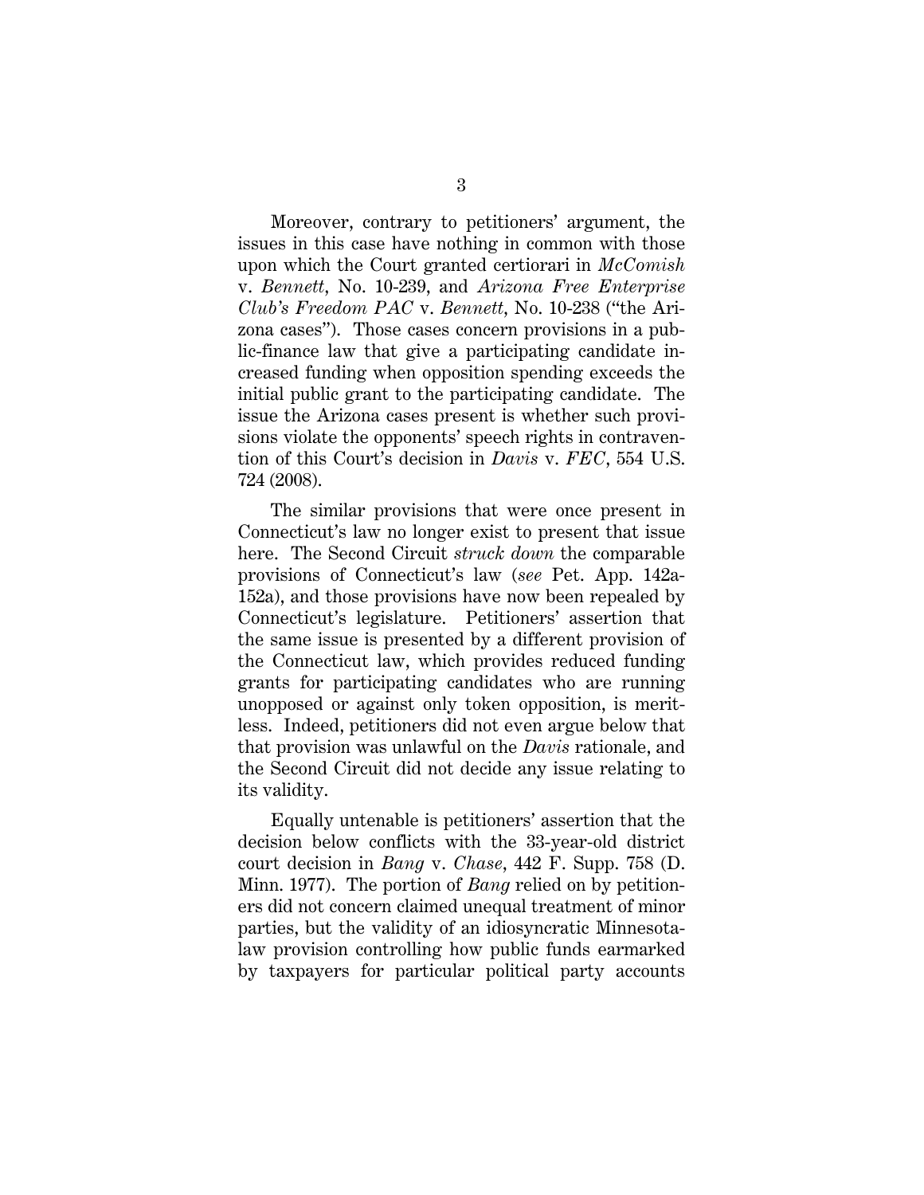Moreover, contrary to petitioners' argument, the issues in this case have nothing in common with those upon which the Court granted certiorari in *McComish* v. *Bennett*, No. 10-239, and *Arizona Free Enterprise Club's Freedom PAC* v. *Bennett*, No. 10-238 ("the Arizona cases"). Those cases concern provisions in a public-finance law that give a participating candidate increased funding when opposition spending exceeds the initial public grant to the participating candidate. The issue the Arizona cases present is whether such provisions violate the opponents' speech rights in contravention of this Court's decision in *Davis* v. *FEC*, 554 U.S. 724 (2008).

The similar provisions that were once present in Connecticut's law no longer exist to present that issue here. The Second Circuit *struck down* the comparable provisions of Connecticut's law (*see* Pet. App. 142a-152a), and those provisions have now been repealed by Connecticut's legislature. Petitioners' assertion that the same issue is presented by a different provision of the Connecticut law, which provides reduced funding grants for participating candidates who are running unopposed or against only token opposition, is meritless. Indeed, petitioners did not even argue below that that provision was unlawful on the *Davis* rationale, and the Second Circuit did not decide any issue relating to its validity.

Equally untenable is petitioners' assertion that the decision below conflicts with the 33-year-old district court decision in *Bang* v. *Chase*, 442 F. Supp. 758 (D. Minn. 1977). The portion of *Bang* relied on by petitioners did not concern claimed unequal treatment of minor parties, but the validity of an idiosyncratic Minnesota-law provision controlling how public funds earmarked by taxpayers for particular political party accounts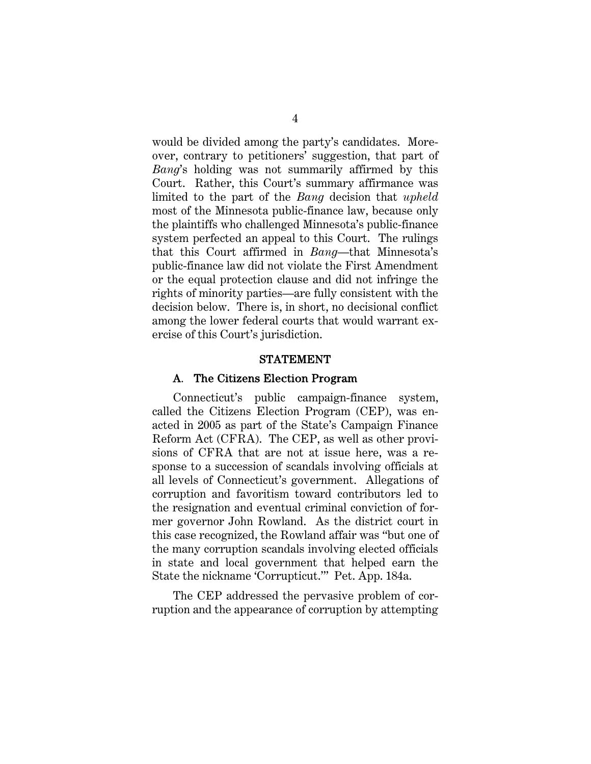would be divided among the party's candidates. Moreover, contrary to petitioners' suggestion, that part of *Bang*'s holding was not summarily affirmed by this Court. Rather, this Court's summary affirmance was limited to the part of the *Bang* decision that *upheld* most of the Minnesota public-finance law, because only the plaintiffs who challenged Minnesota's public-finance system perfected an appeal to this Court. The rulings that this Court affirmed in *Bang*—that Minnesota's public-finance law did not violate the First Amendment or the equal protection clause and did not infringe the rights of minority parties—are fully consistent with the decision below. There is, in short, no decisional conflict among the lower federal courts that would warrant exercise of this Court's jurisdiction.

## STATEMENT

### A. The Citizens Election Program

Connecticut's public campaign-finance system, called the Citizens Election Program (CEP), was enacted in 2005 as part of the State's Campaign Finance Reform Act (CFRA). The CEP, as well as other provisions of CFRA that are not at issue here, was a response to a succession of scandals involving officials at all levels of Connecticut's government. Allegations of corruption and favoritism toward contributors led to the resignation and eventual criminal conviction of former governor John Rowland. As the district court in this case recognized, the Rowland affair was "but one of the many corruption scandals involving elected officials in state and local government that helped earn the State the nickname 'Corrupticut.'" Pet. App. 184a.

The CEP addressed the pervasive problem of corruption and the appearance of corruption by attempting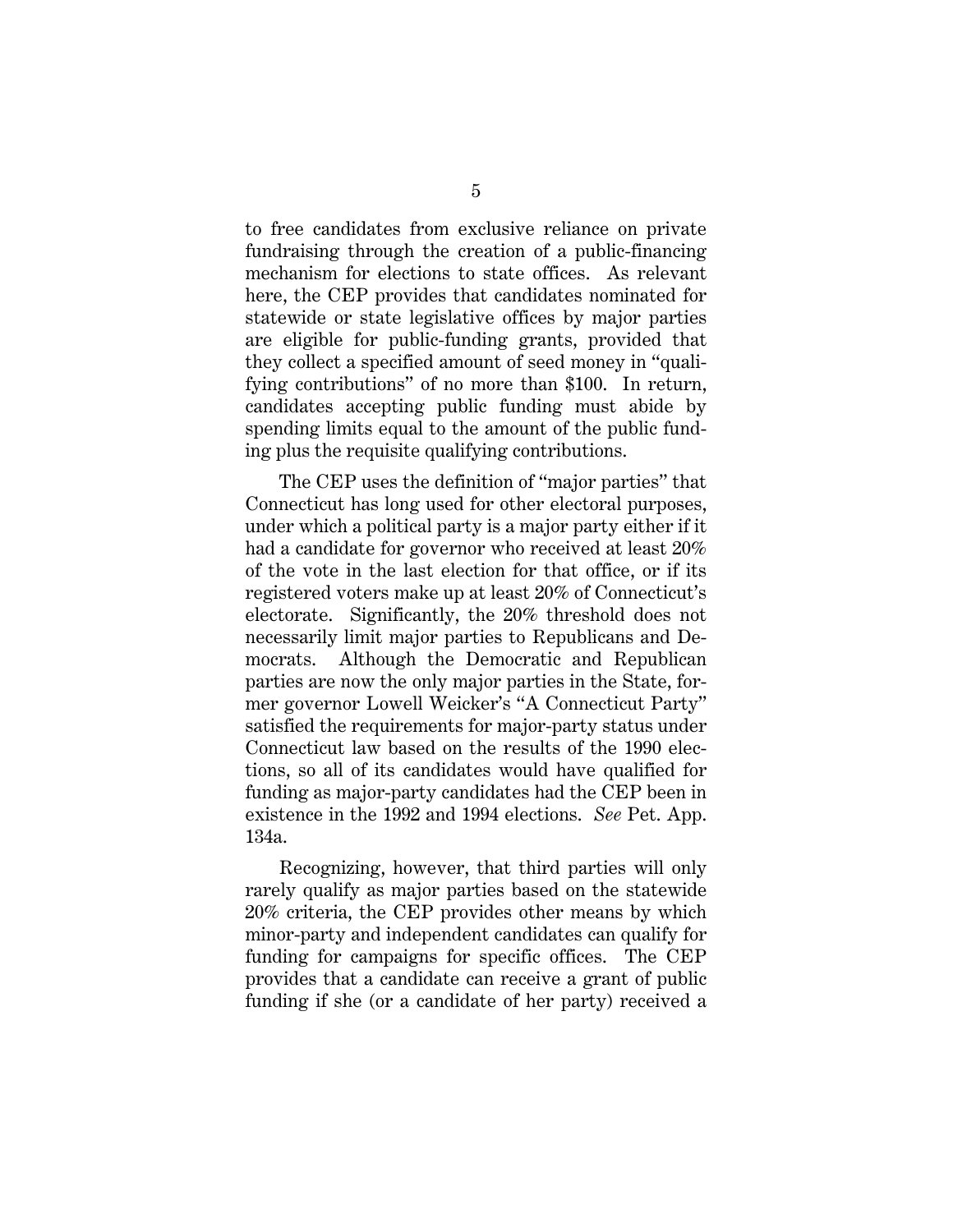to free candidates from exclusive reliance on private fundraising through the creation of a public-financing mechanism for elections to state offices. As relevant here, the CEP provides that candidates nominated for statewide or state legislative offices by major parties are eligible for public-funding grants, provided that they collect a specified amount of seed money in "qualifying contributions" of no more than $100. In return, candidates accepting public funding must abide by spending limits equal to the amount of the public funding plus the requisite qualifying contributions.

The CEP uses the definition of "major parties" that Connecticut has long used for other electoral purposes, under which a political party is a major party either if it had a candidate for governor who received at least 20% of the vote in the last election for that office, or if its registered voters make up at least 20% of Connecticut's electorate. Significantly, the 20% threshold does not necessarily limit major parties to Republicans and Democrats. Although the Democratic and Republican parties are now the only major parties in the State, former governor Lowell Weicker's "A Connecticut Party" satisfied the requirements for major-party status under Connecticut law based on the results of the 1990 elections, so all of its candidates would have qualified for funding as major-party candidates had the CEP been in existence in the 1992 and 1994 elections. *See* Pet. App. 134a.

Recognizing, however, that third parties will only rarely qualify as major parties based on the statewide 20% criteria, the CEP provides other means by which minor-party and independent candidates can qualify for funding for campaigns for specific offices. The CEP provides that a candidate can receive a grant of public funding if she (or a candidate of her party) received a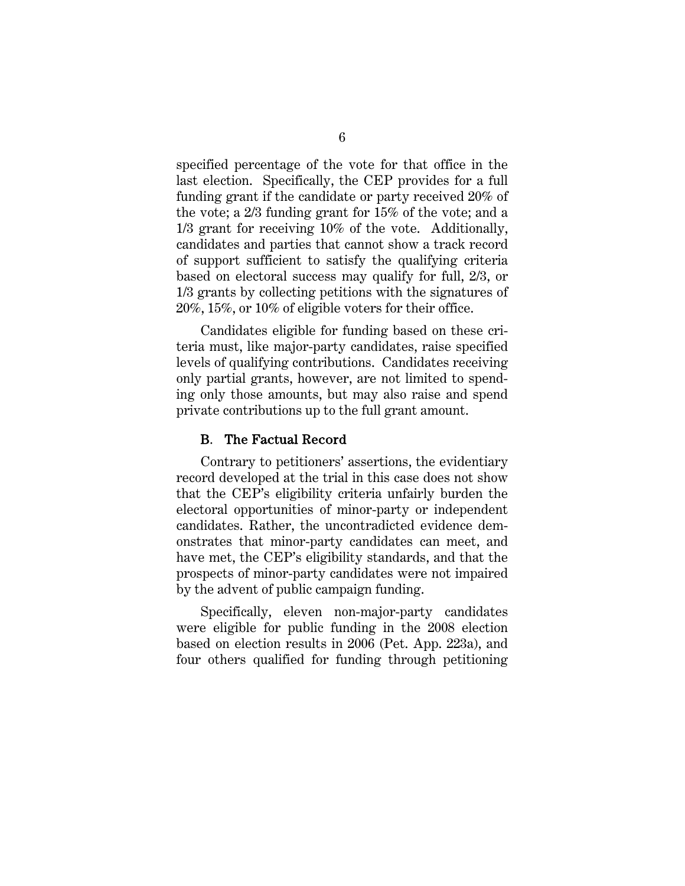specified percentage of the vote for that office in the last election. Specifically, the CEP provides for a full funding grant if the candidate or party received 20% of the vote; a 2/3 funding grant for 15% of the vote; and a 1/3 grant for receiving 10% of the vote. Additionally, candidates and parties that cannot show a track record of support sufficient to satisfy the qualifying criteria based on electoral success may qualify for full, 2/3, or 1/3 grants by collecting petitions with the signatures of 20%, 15%, or 10% of eligible voters for their office.

Candidates eligible for funding based on these criteria must, like major-party candidates, raise specified levels of qualifying contributions. Candidates receiving only partial grants, however, are not limited to spending only those amounts, but may also raise and spend private contributions up to the full grant amount.

### B. The Factual Record

Contrary to petitioners' assertions, the evidentiary record developed at the trial in this case does not show that the CEP's eligibility criteria unfairly burden the electoral opportunities of minor-party or independent candidates. Rather, the uncontradicted evidence demonstrates that minor-party candidates can meet, and have met, the CEP's eligibility standards, and that the prospects of minor-party candidates were not impaired by the advent of public campaign funding.

Specifically, eleven non-major-party candidates were eligible for public funding in the 2008 election based on election results in 2006 (Pet. App. 223a), and four others qualified for funding through petitioning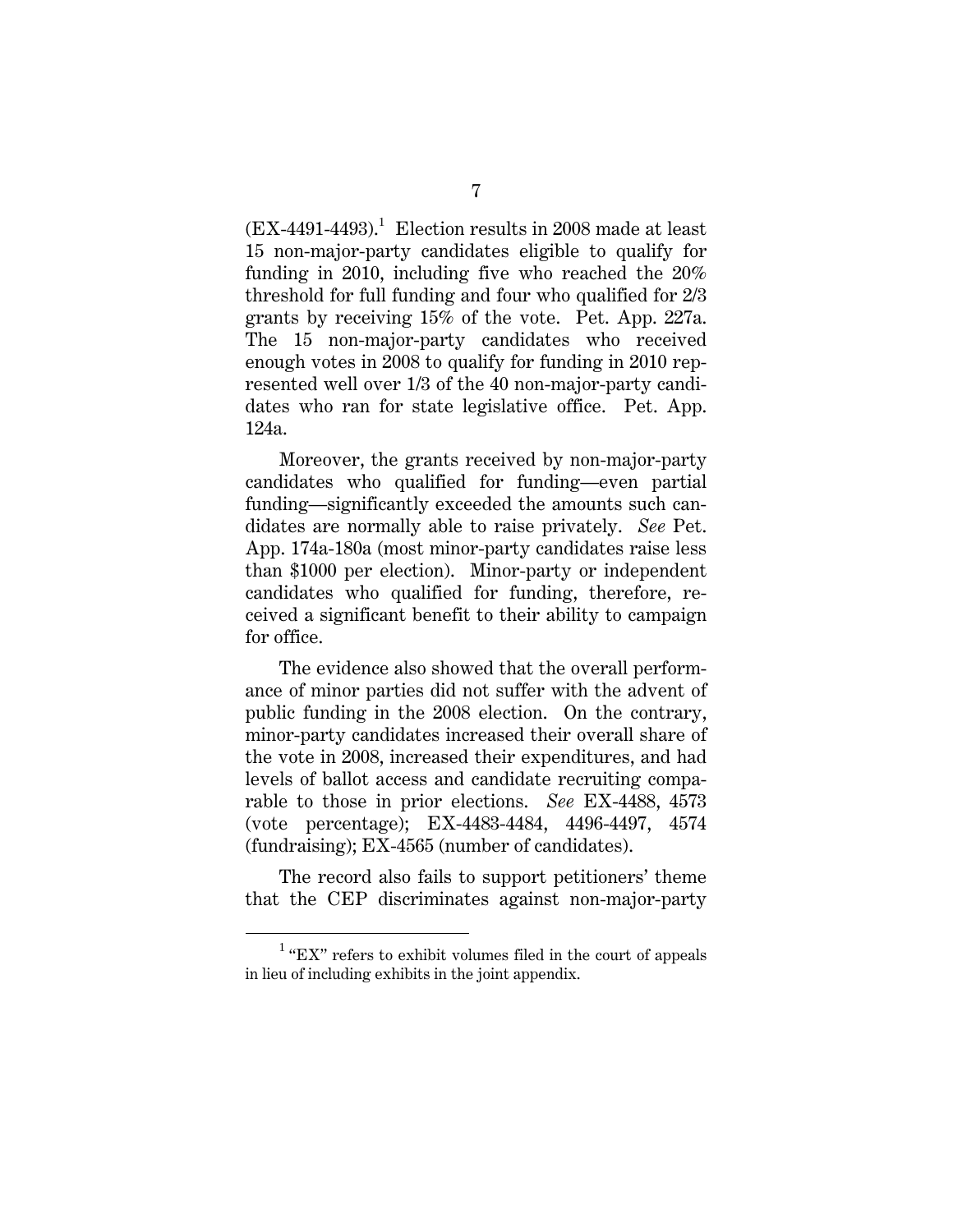(EX-4491-4493).[1] Election results in 2008 made at least 15 non-major-party candidates eligible to qualify for funding in 2010, including five who reached the 20% threshold for full funding and four who qualified for 2/3 grants by receiving 15% of the vote. Pet. App. 227a. The 15 non-major-party candidates who received enough votes in 2008 to qualify for funding in 2010 represented well over 1/3 of the 40 non-major-party candidates who ran for state legislative office. Pet. App. 124a.

Moreover, the grants received by non-major-party candidates who qualified for funding—even partial funding—significantly exceeded the amounts such candidates are normally able to raise privately. *See* Pet. App. 174a-180a (most minor-party candidates raise less than $1000 per election). Minor-party or independent candidates who qualified for funding, therefore, received a significant benefit to their ability to campaign for office.

The evidence also showed that the overall performance of minor parties did not suffer with the advent of public funding in the 2008 election. On the contrary, minor-party candidates increased their overall share of the vote in 2008, increased their expenditures, and had levels of ballot access and candidate recruiting comparable to those in prior elections. *See* EX-4488, 4573 (vote percentage); EX-4483-4484, 4496-4497, 4574 (fundraising); EX-4565 (number of candidates).

The record also fails to support petitioners' theme that the CEP discriminates against non-major-party

---

[1] "EX" refers to exhibit volumes filed in the court of appeals in lieu of including exhibits in the joint appendix.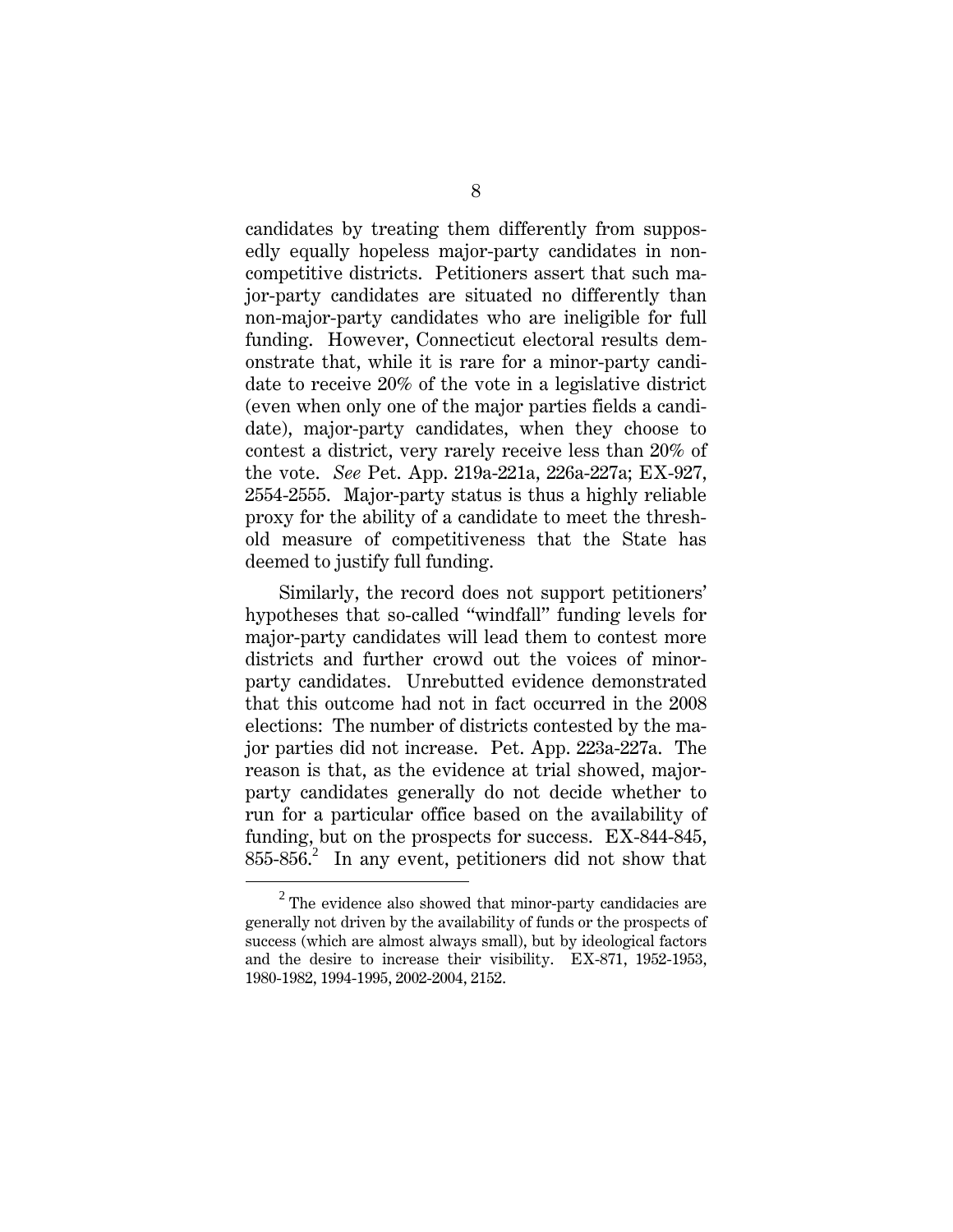candidates by treating them differently from supposedly equally hopeless major-party candidates in non-competitive districts. Petitioners assert that such major-party candidates are situated no differently than non-major-party candidates who are ineligible for full funding. However, Connecticut electoral results demonstrate that, while it is rare for a minor-party candidate to receive 20% of the vote in a legislative district (even when only one of the major parties fields a candidate), major-party candidates, when they choose to contest a district, very rarely receive less than 20% of the vote. *See* Pet. App. 219a-221a, 226a-227a; EX-927, 2554-2555. Major-party status is thus a highly reliable proxy for the ability of a candidate to meet the threshold measure of competitiveness that the State has deemed to justify full funding.

Similarly, the record does not support petitioners' hypotheses that so-called "windfall" funding levels for major-party candidates will lead them to contest more districts and further crowd out the voices of minor-party candidates. Unrebutted evidence demonstrated that this outcome had not in fact occurred in the 2008 elections: The number of districts contested by the major parties did not increase. Pet. App. 223a-227a. The reason is that, as the evidence at trial showed, major-party candidates generally do not decide whether to run for a particular office based on the availability of funding, but on the prospects for success. EX-844-845, 855-856.[2] In any event, petitioners did not show that

[2] The evidence also showed that minor-party candidacies are generally not driven by the availability of funds or the prospects of success (which are almost always small), but by ideological factors and the desire to increase their visibility. EX-871, 1952-1953, 1980-1982, 1994-1995, 2002-2004, 2152.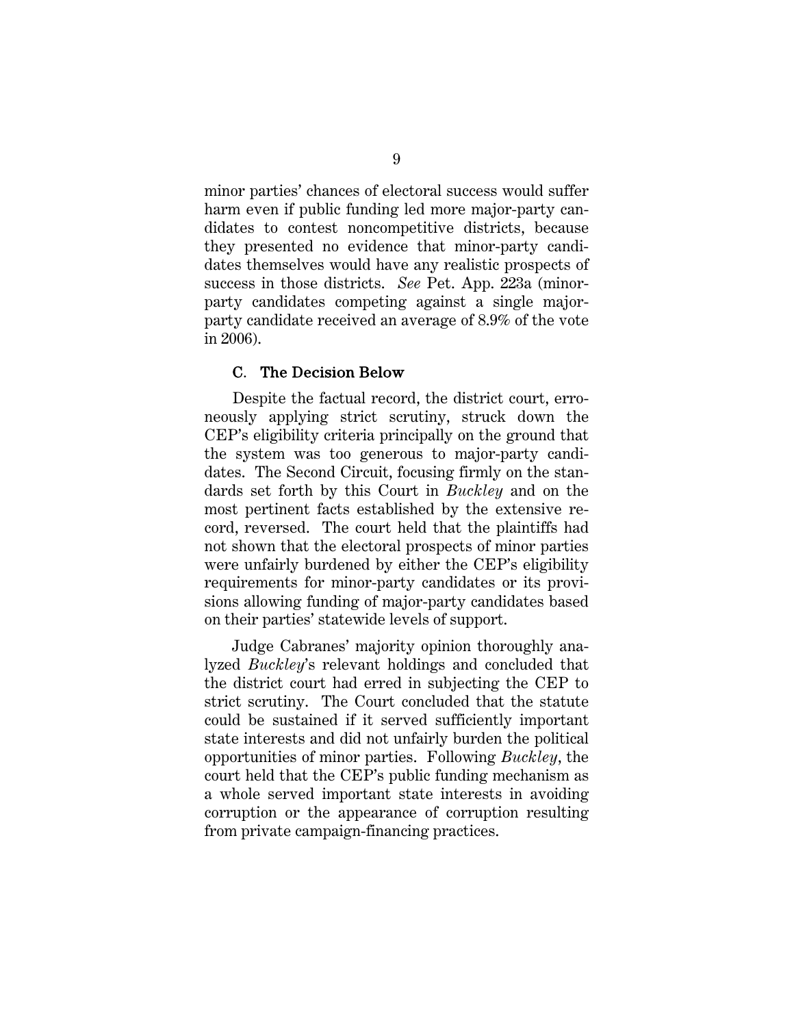minor parties' chances of electoral success would suffer harm even if public funding led more major-party candidates to contest noncompetitive districts, because they presented no evidence that minor-party candidates themselves would have any realistic prospects of success in those districts. *See* Pet. App. 223a (minor-party candidates competing against a single major-party candidate received an average of 8.9% of the vote in 2006).

### C. The Decision Below

Despite the factual record, the district court, erroneously applying strict scrutiny, struck down the CEP's eligibility criteria principally on the ground that the system was too generous to major-party candidates. The Second Circuit, focusing firmly on the standards set forth by this Court in *Buckley* and on the most pertinent facts established by the extensive record, reversed. The court held that the plaintiffs had not shown that the electoral prospects of minor parties were unfairly burdened by either the CEP's eligibility requirements for minor-party candidates or its provisions allowing funding of major-party candidates based on their parties' statewide levels of support.

Judge Cabranes' majority opinion thoroughly analyzed *Buckley*'s relevant holdings and concluded that the district court had erred in subjecting the CEP to strict scrutiny. The Court concluded that the statute could be sustained if it served sufficiently important state interests and did not unfairly burden the political opportunities of minor parties. Following *Buckley*, the court held that the CEP's public funding mechanism as a whole served important state interests in avoiding corruption or the appearance of corruption resulting from private campaign-financing practices.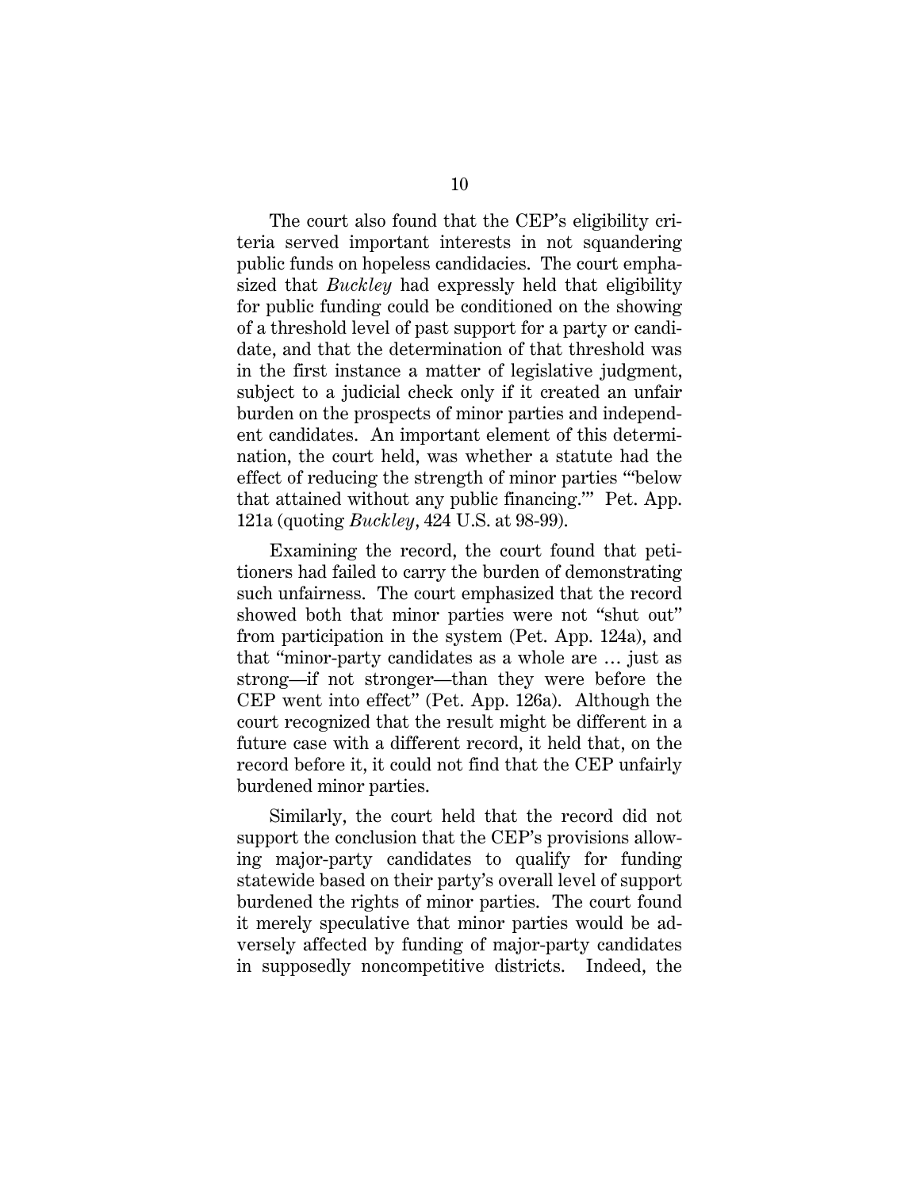The court also found that the CEP's eligibility criteria served important interests in not squandering public funds on hopeless candidacies. The court emphasized that *Buckley* had expressly held that eligibility for public funding could be conditioned on the showing of a threshold level of past support for a party or candidate, and that the determination of that threshold was in the first instance a matter of legislative judgment, subject to a judicial check only if it created an unfair burden on the prospects of minor parties and independent candidates. An important element of this determination, the court held, was whether a statute had the effect of reducing the strength of minor parties "'below that attained without any public financing.'" Pet. App. 121a (quoting *Buckley*, 424 U.S. at 98-99).

Examining the record, the court found that petitioners had failed to carry the burden of demonstrating such unfairness. The court emphasized that the record showed both that minor parties were not "shut out" from participation in the system (Pet. App. 124a), and that "minor-party candidates as a whole are … just as strong—if not stronger—than they were before the CEP went into effect" (Pet. App. 126a). Although the court recognized that the result might be different in a future case with a different record, it held that, on the record before it, it could not find that the CEP unfairly burdened minor parties.

Similarly, the court held that the record did not support the conclusion that the CEP's provisions allowing major-party candidates to qualify for funding statewide based on their party's overall level of support burdened the rights of minor parties. The court found it merely speculative that minor parties would be adversely affected by funding of major-party candidates in supposedly noncompetitive districts. Indeed, the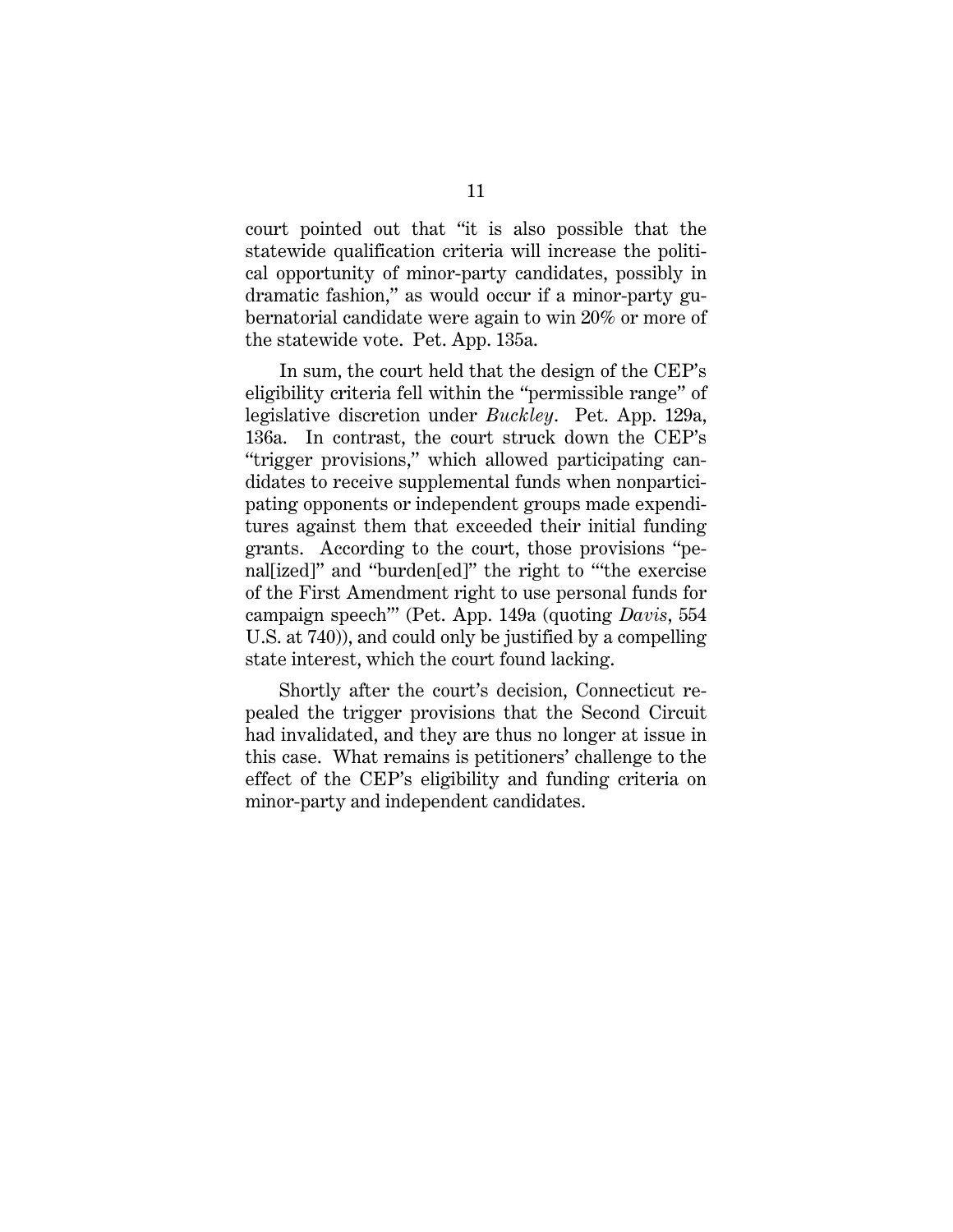court pointed out that "it is also possible that the statewide qualification criteria will increase the political opportunity of minor-party candidates, possibly in dramatic fashion," as would occur if a minor-party gubernatorial candidate were again to win 20% or more of the statewide vote. Pet. App. 135a.

In sum, the court held that the design of the CEP's eligibility criteria fell within the "permissible range" of legislative discretion under *Buckley*. Pet. App. 129a, 136a. In contrast, the court struck down the CEP's "trigger provisions," which allowed participating candidates to receive supplemental funds when nonparticipating opponents or independent groups made expenditures against them that exceeded their initial funding grants. According to the court, those provisions "penal[ized]" and "burden[ed]" the right to "'the exercise of the First Amendment right to use personal funds for campaign speech'" (Pet. App. 149a (quoting *Davis*, 554 U.S. at 740)), and could only be justified by a compelling state interest, which the court found lacking.

Shortly after the court's decision, Connecticut repealed the trigger provisions that the Second Circuit had invalidated, and they are thus no longer at issue in this case. What remains is petitioners' challenge to the effect of the CEP's eligibility and funding criteria on minor-party and independent candidates.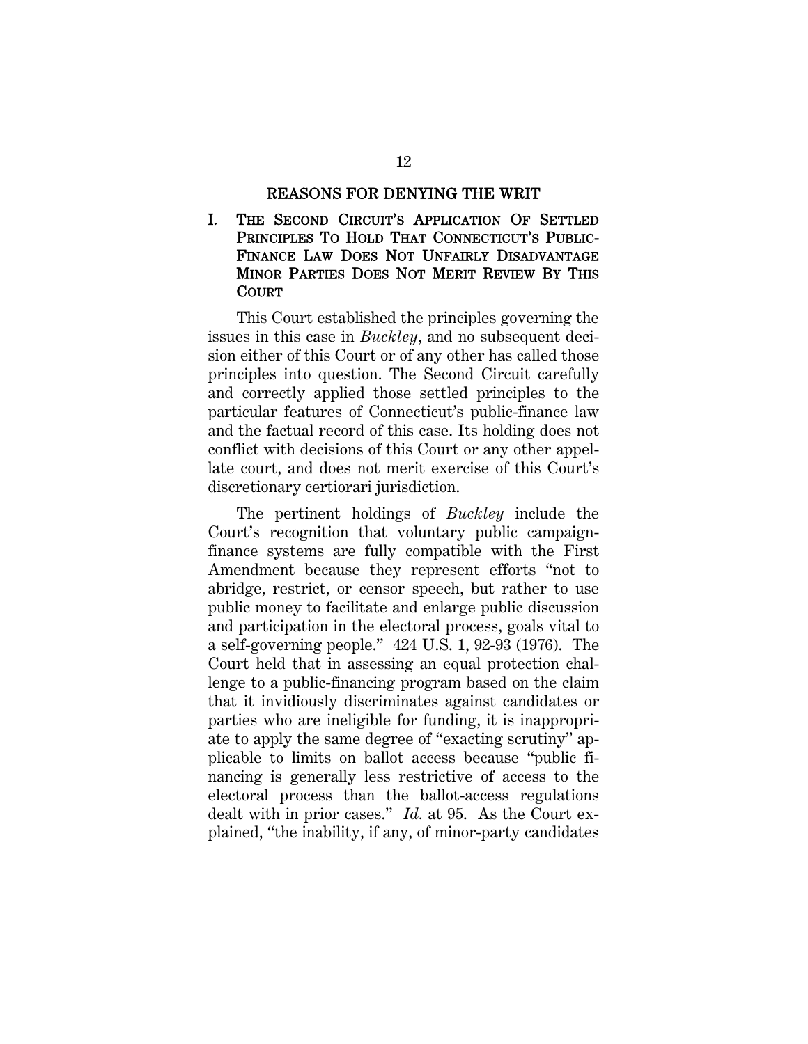## REASONS FOR DENYING THE WRIT

### I. THE SECOND CIRCUIT'S APPLICATION OF SETTLED PRINCIPLES TO HOLD THAT CONNECTICUT'S PUBLIC-FINANCE LAW DOES NOT UNFAIRLY DISADVANTAGE MINOR PARTIES DOES NOT MERIT REVIEW BY THIS COURT

This Court established the principles governing the issues in this case in *Buckley*, and no subsequent decision either of this Court or of any other has called those principles into question. The Second Circuit carefully and correctly applied those settled principles to the particular features of Connecticut's public-finance law and the factual record of this case. Its holding does not conflict with decisions of this Court or any other appellate court, and does not merit exercise of this Court's discretionary certiorari jurisdiction.

The pertinent holdings of *Buckley* include the Court's recognition that voluntary public campaign-finance systems are fully compatible with the First Amendment because they represent efforts "not to abridge, restrict, or censor speech, but rather to use public money to facilitate and enlarge public discussion and participation in the electoral process, goals vital to a self-governing people." 424 U.S. 1, 92-93 (1976). The Court held that in assessing an equal protection challenge to a public-financing program based on the claim that it invidiously discriminates against candidates or parties who are ineligible for funding, it is inappropriate to apply the same degree of "exacting scrutiny" applicable to limits on ballot access because "public financing is generally less restrictive of access to the electoral process than the ballot-access regulations dealt with in prior cases." *Id.* at 95. As the Court explained, "the inability, if any, of minor-party candidates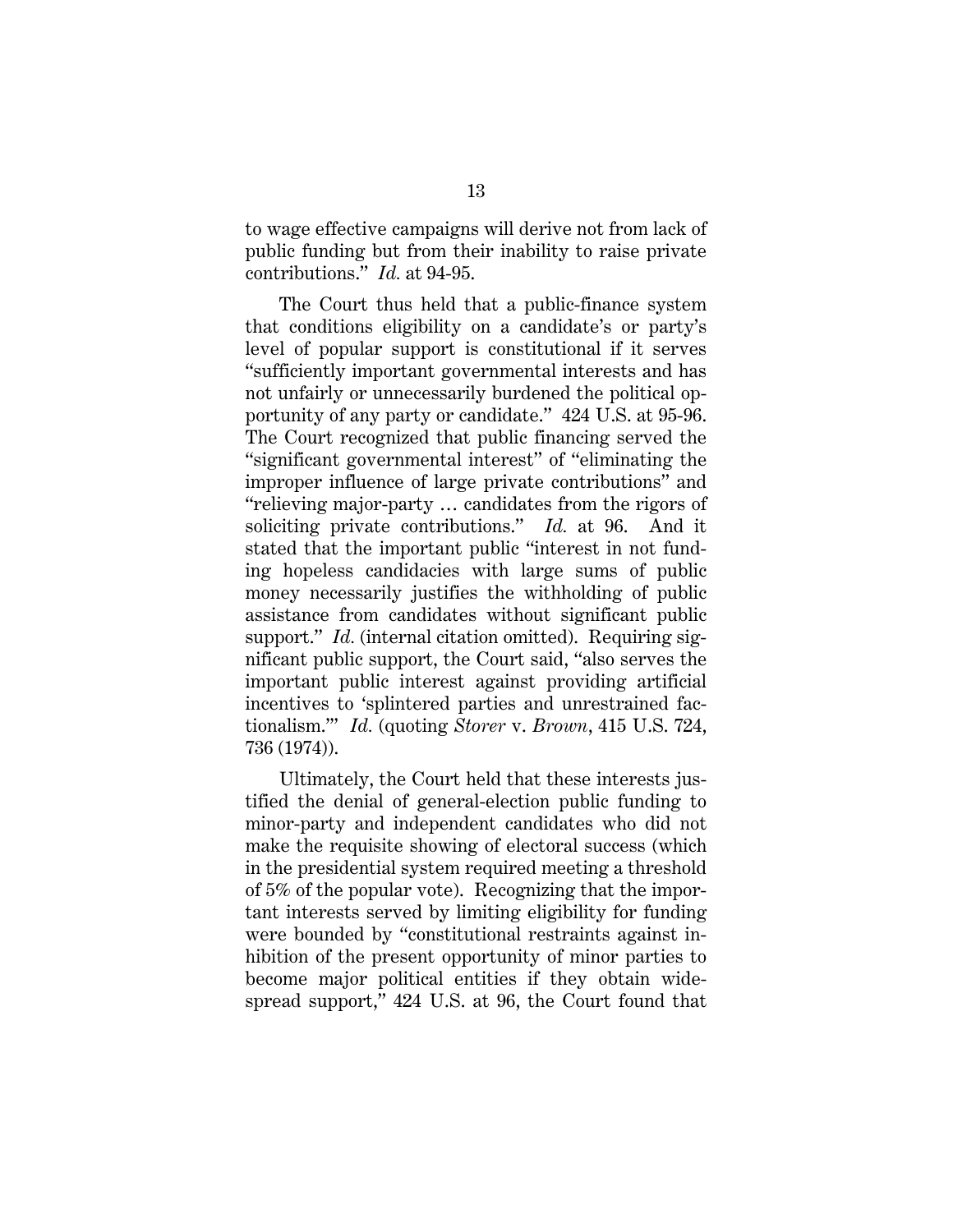to wage effective campaigns will derive not from lack of public funding but from their inability to raise private contributions." *Id.* at 94-95.

The Court thus held that a public-finance system that conditions eligibility on a candidate's or party's level of popular support is constitutional if it serves "sufficiently important governmental interests and has not unfairly or unnecessarily burdened the political opportunity of any party or candidate." 424 U.S. at 95-96. The Court recognized that public financing served the "significant governmental interest" of "eliminating the improper influence of large private contributions" and "relieving major-party … candidates from the rigors of soliciting private contributions." *Id.* at 96. And it stated that the important public "interest in not funding hopeless candidacies with large sums of public money necessarily justifies the withholding of public assistance from candidates without significant public support." *Id.* (internal citation omitted). Requiring significant public support, the Court said, "also serves the important public interest against providing artificial incentives to 'splintered parties and unrestrained factionalism.'" *Id.* (quoting *Storer* v. *Brown*, 415 U.S. 724, 736 (1974)).

Ultimately, the Court held that these interests justified the denial of general-election public funding to minor-party and independent candidates who did not make the requisite showing of electoral success (which in the presidential system required meeting a threshold of 5% of the popular vote). Recognizing that the important interests served by limiting eligibility for funding were bounded by "constitutional restraints against inhibition of the present opportunity of minor parties to become major political entities if they obtain widespread support," 424 U.S. at 96, the Court found that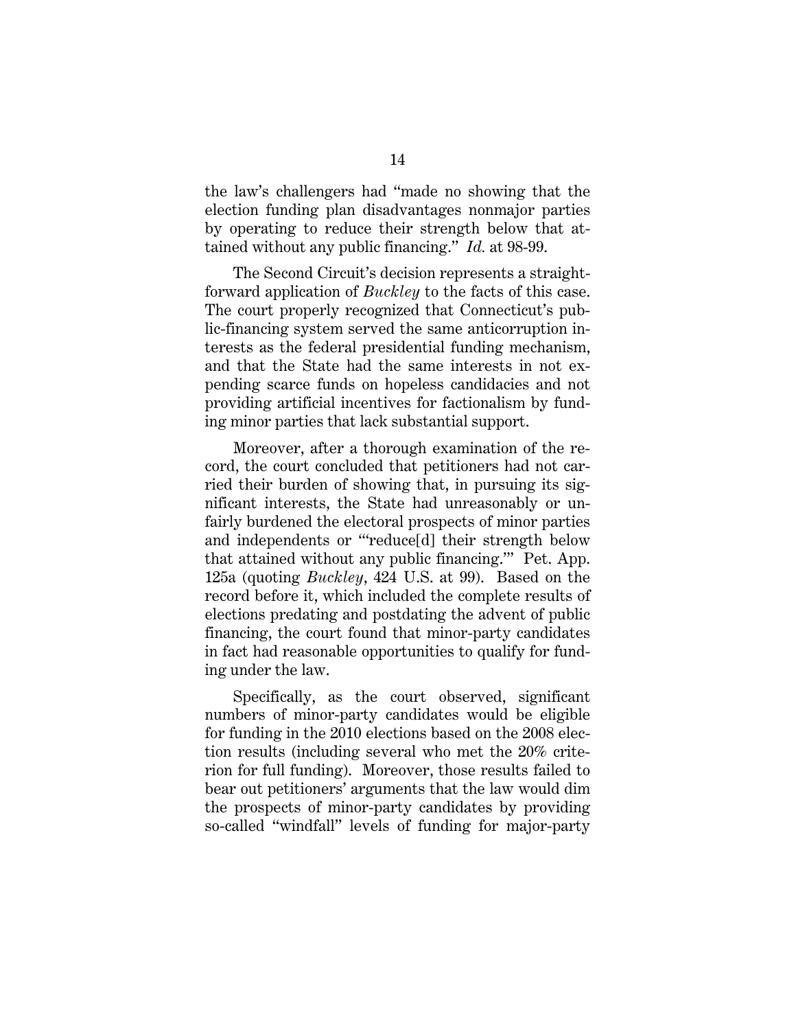the law's challengers had "made no showing that the election funding plan disadvantages nonmajor parties by operating to reduce their strength below that attained without any public financing." *Id.* at 98-99.

The Second Circuit's decision represents a straightforward application of *Buckley* to the facts of this case. The court properly recognized that Connecticut's public-financing system served the same anticorruption interests as the federal presidential funding mechanism, and that the State had the same interests in not expending scarce funds on hopeless candidacies and not providing artificial incentives for factionalism by funding minor parties that lack substantial support.

Moreover, after a thorough examination of the record, the court concluded that petitioners had not carried their burden of showing that, in pursuing its significant interests, the State had unreasonably or unfairly burdened the electoral prospects of minor parties and independents or "'reduce[d] their strength below that attained without any public financing.'" Pet. App. 125a (quoting *Buckley*, 424 U.S. at 99). Based on the record before it, which included the complete results of elections predating and postdating the advent of public financing, the court found that minor-party candidates in fact had reasonable opportunities to qualify for funding under the law.

Specifically, as the court observed, significant numbers of minor-party candidates would be eligible for funding in the 2010 elections based on the 2008 election results (including several who met the 20% criterion for full funding). Moreover, those results failed to bear out petitioners' arguments that the law would dim the prospects of minor-party candidates by providing so-called "windfall" levels of funding for major-party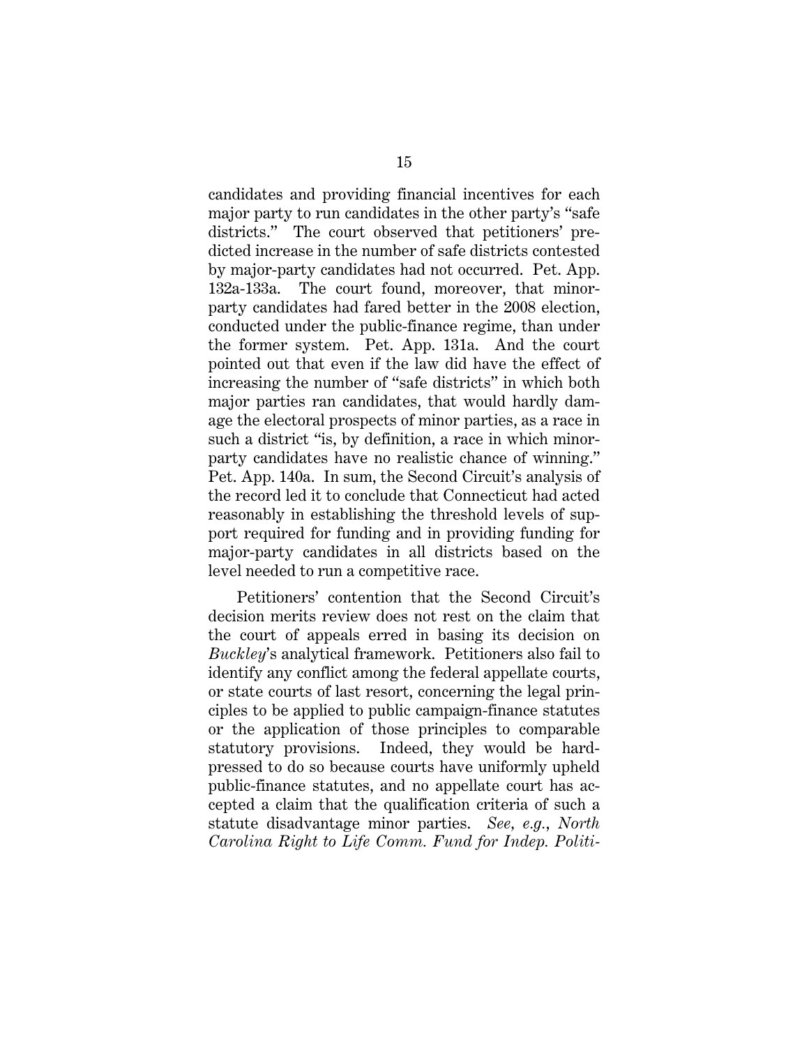candidates and providing financial incentives for each major party to run candidates in the other party's "safe districts." The court observed that petitioners' predicted increase in the number of safe districts contested by major-party candidates had not occurred. Pet. App. 132a-133a. The court found, moreover, that minor-party candidates had fared better in the 2008 election, conducted under the public-finance regime, than under the former system. Pet. App. 131a. And the court pointed out that even if the law did have the effect of increasing the number of "safe districts" in which both major parties ran candidates, that would hardly damage the electoral prospects of minor parties, as a race in such a district "is, by definition, a race in which minor-party candidates have no realistic chance of winning." Pet. App. 140a. In sum, the Second Circuit's analysis of the record led it to conclude that Connecticut had acted reasonably in establishing the threshold levels of support required for funding and in providing funding for major-party candidates in all districts based on the level needed to run a competitive race.

Petitioners' contention that the Second Circuit's decision merits review does not rest on the claim that the court of appeals erred in basing its decision on *Buckley*'s analytical framework. Petitioners also fail to identify any conflict among the federal appellate courts, or state courts of last resort, concerning the legal principles to be applied to public campaign-finance statutes or the application of those principles to comparable statutory provisions. Indeed, they would be hard-pressed to do so because courts have uniformly upheld public-finance statutes, and no appellate court has accepted a claim that the qualification criteria of such a statute disadvantage minor parties. *See, e.g.*, *North Carolina Right to Life Comm. Fund for Indep. Politi-*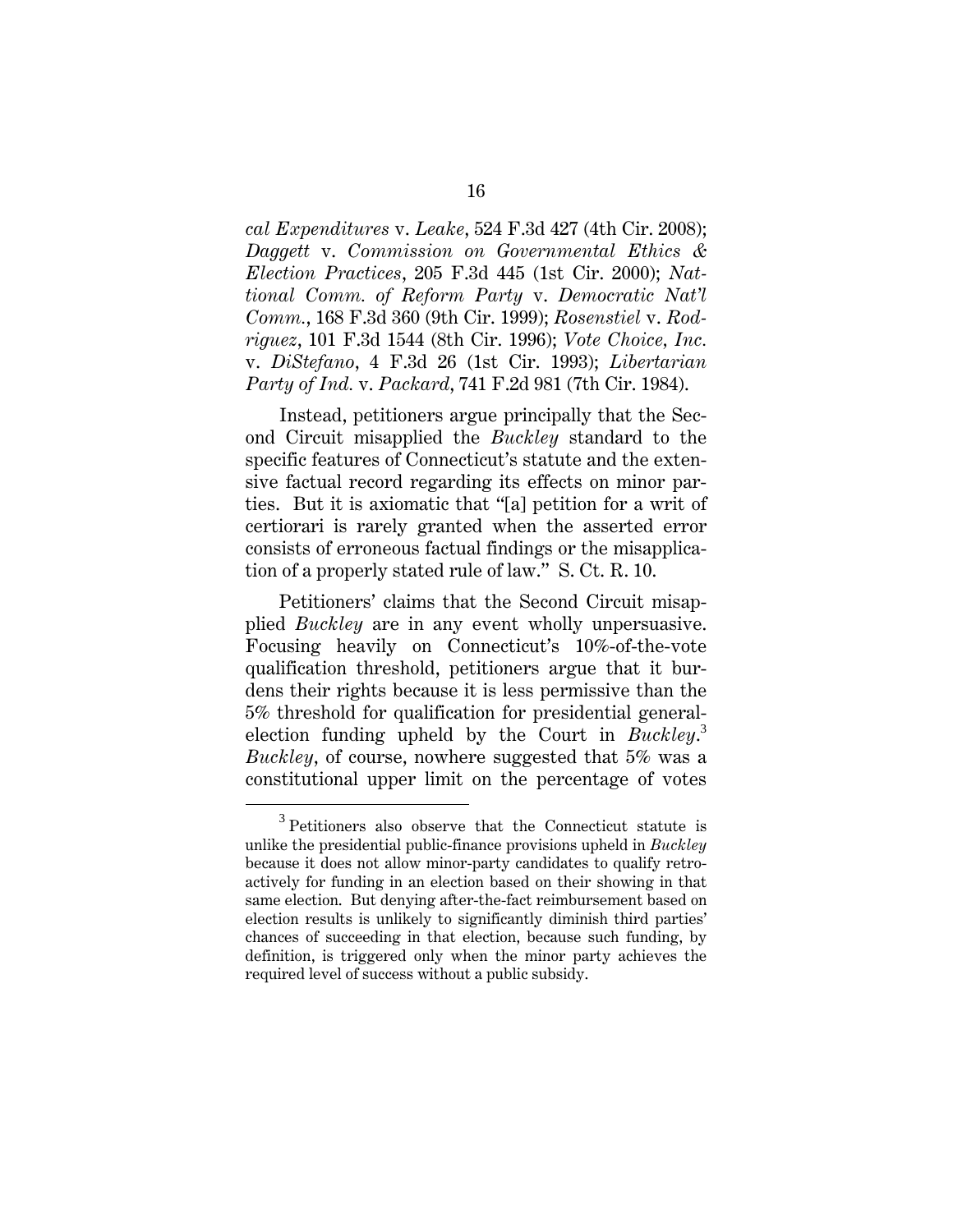*cal Expenditures* v. *Leake*, 524 F.3d 427 (4th Cir. 2008); *Daggett* v. *Commission on Governmental Ethics & Election Practices*, 205 F.3d 445 (1st Cir. 2000); *National Comm. of Reform Party* v. *Democratic Nat'l Comm.*, 168 F.3d 360 (9th Cir. 1999); *Rosenstiel* v. *Rodriguez*, 101 F.3d 1544 (8th Cir. 1996); *Vote Choice, Inc.* v. *DiStefano*, 4 F.3d 26 (1st Cir. 1993); *Libertarian Party of Ind.* v. *Packard*, 741 F.2d 981 (7th Cir. 1984).

Instead, petitioners argue principally that the Second Circuit misapplied the *Buckley* standard to the specific features of Connecticut's statute and the extensive factual record regarding its effects on minor parties. But it is axiomatic that "[a] petition for a writ of certiorari is rarely granted when the asserted error consists of erroneous factual findings or the misapplication of a properly stated rule of law." S. Ct. R. 10.

Petitioners' claims that the Second Circuit misapplied *Buckley* are in any event wholly unpersuasive. Focusing heavily on Connecticut's 10%-of-the-vote qualification threshold, petitioners argue that it burdens their rights because it is less permissive than the 5% threshold for qualification for presidential general-election funding upheld by the Court in *Buckley*.[3] *Buckley*, of course, nowhere suggested that 5% was a constitutional upper limit on the percentage of votes

[3] Petitioners also observe that the Connecticut statute is unlike the presidential public-finance provisions upheld in *Buckley* because it does not allow minor-party candidates to qualify retroactively for funding in an election based on their showing in that same election. But denying after-the-fact reimbursement based on election results is unlikely to significantly diminish third parties' chances of succeeding in that election, because such funding, by definition, is triggered only when the minor party achieves the required level of success without a public subsidy.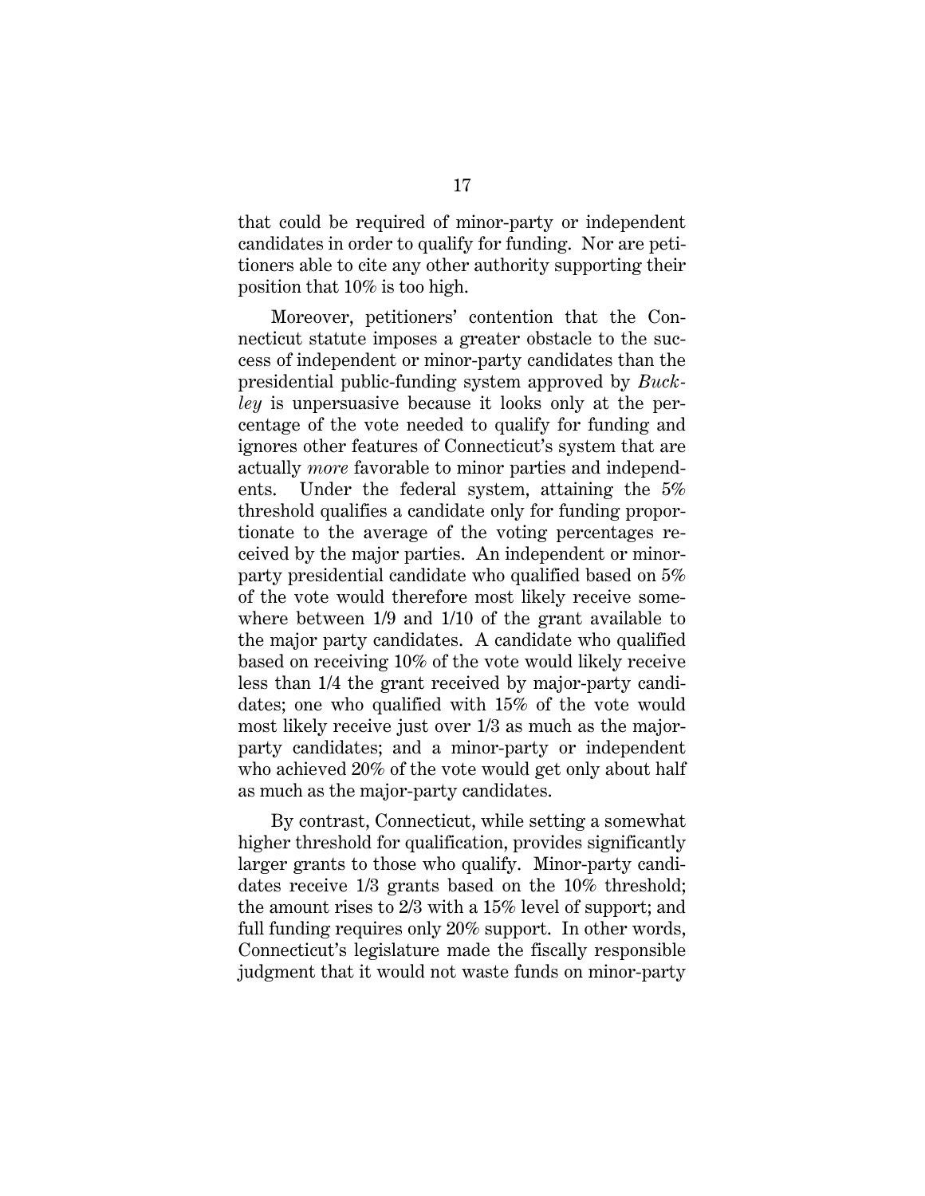that could be required of minor-party or independent candidates in order to qualify for funding. Nor are petitioners able to cite any other authority supporting their position that 10% is too high.

Moreover, petitioners' contention that the Connecticut statute imposes a greater obstacle to the success of independent or minor-party candidates than the presidential public-funding system approved by *Buckley* is unpersuasive because it looks only at the percentage of the vote needed to qualify for funding and ignores other features of Connecticut's system that are actually *more* favorable to minor parties and independents. Under the federal system, attaining the 5% threshold qualifies a candidate only for funding proportionate to the average of the voting percentages received by the major parties. An independent or minor-party presidential candidate who qualified based on 5% of the vote would therefore most likely receive somewhere between 1/9 and 1/10 of the grant available to the major party candidates. A candidate who qualified based on receiving 10% of the vote would likely receive less than 1/4 the grant received by major-party candidates; one who qualified with 15% of the vote would most likely receive just over 1/3 as much as the major-party candidates; and a minor-party or independent who achieved 20% of the vote would get only about half as much as the major-party candidates.

By contrast, Connecticut, while setting a somewhat higher threshold for qualification, provides significantly larger grants to those who qualify. Minor-party candidates receive 1/3 grants based on the 10% threshold; the amount rises to 2/3 with a 15% level of support; and full funding requires only 20% support. In other words, Connecticut's legislature made the fiscally responsible judgment that it would not waste funds on minor-party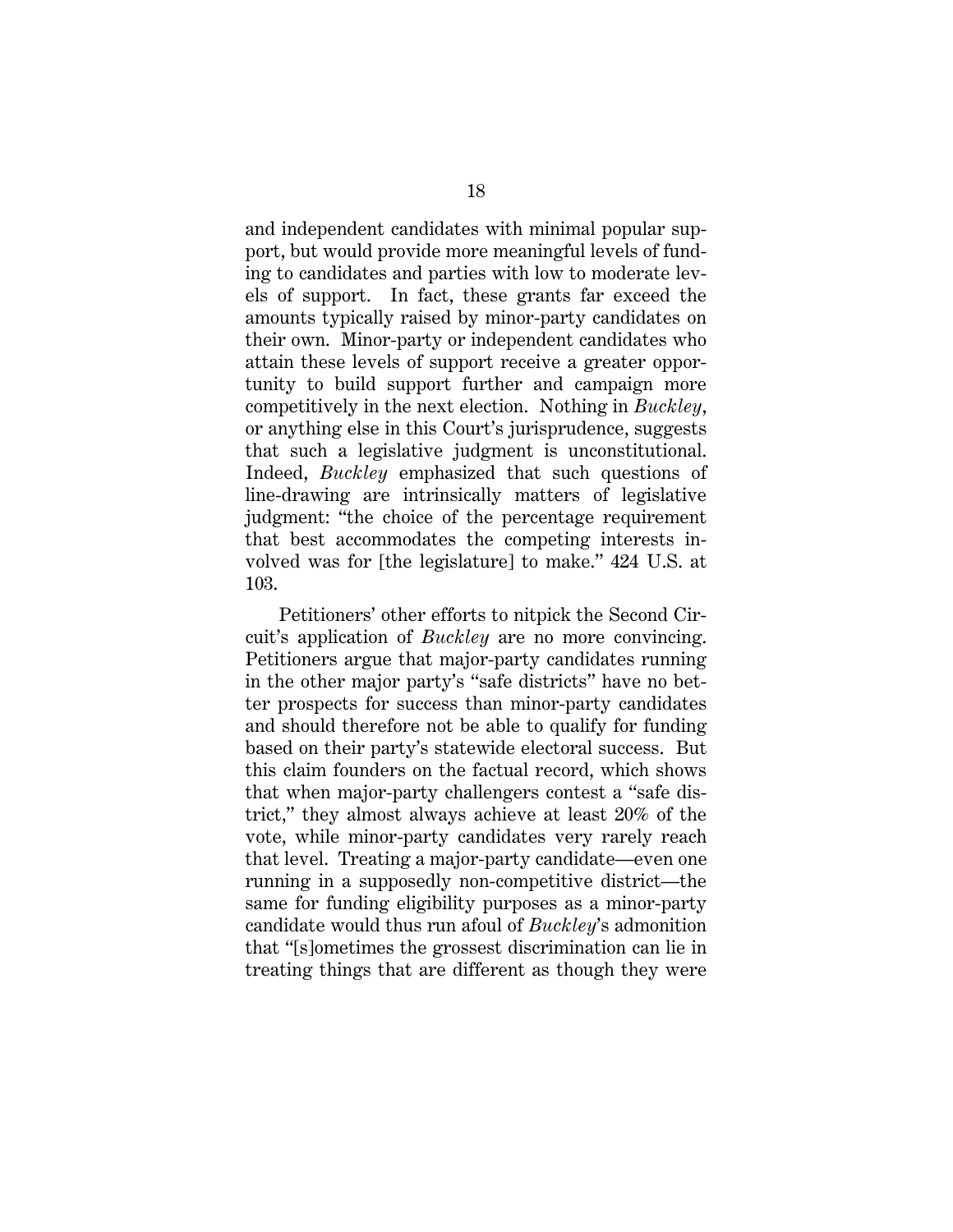and independent candidates with minimal popular support, but would provide more meaningful levels of funding to candidates and parties with low to moderate levels of support. In fact, these grants far exceed the amounts typically raised by minor-party candidates on their own. Minor-party or independent candidates who attain these levels of support receive a greater opportunity to build support further and campaign more competitively in the next election. Nothing in *Buckley*, or anything else in this Court's jurisprudence, suggests that such a legislative judgment is unconstitutional. Indeed, *Buckley* emphasized that such questions of line-drawing are intrinsically matters of legislative judgment: "the choice of the percentage requirement that best accommodates the competing interests involved was for [the legislature] to make." 424 U.S. at 103.

Petitioners' other efforts to nitpick the Second Circuit's application of *Buckley* are no more convincing. Petitioners argue that major-party candidates running in the other major party's "safe districts" have no better prospects for success than minor-party candidates and should therefore not be able to qualify for funding based on their party's statewide electoral success. But this claim founders on the factual record, which shows that when major-party challengers contest a "safe district," they almost always achieve at least 20% of the vote, while minor-party candidates very rarely reach that level. Treating a major-party candidate—even one running in a supposedly non-competitive district—the same for funding eligibility purposes as a minor-party candidate would thus run afoul of *Buckley*'s admonition that "[s]ometimes the grossest discrimination can lie in treating things that are different as though they were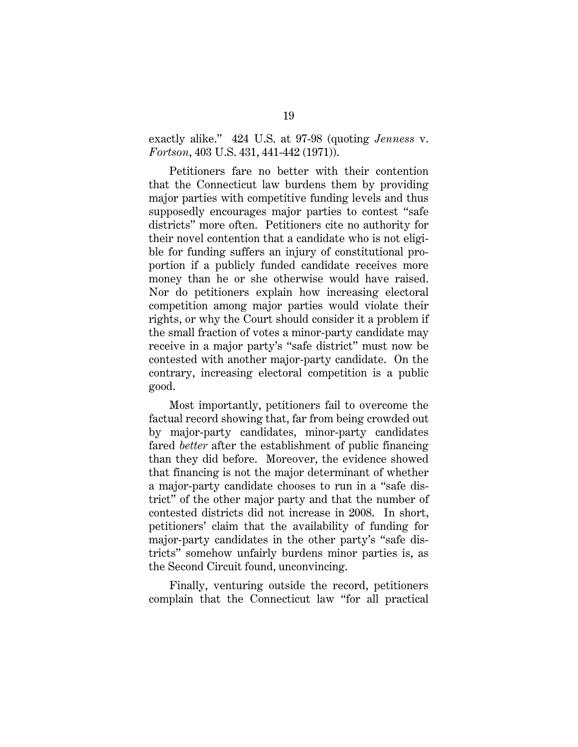exactly alike." 424 U.S. at 97-98 (quoting *Jenness* v. *Fortson*, 403 U.S. 431, 441-442 (1971)).

Petitioners fare no better with their contention that the Connecticut law burdens them by providing major parties with competitive funding levels and thus supposedly encourages major parties to contest "safe districts" more often. Petitioners cite no authority for their novel contention that a candidate who is not eligible for funding suffers an injury of constitutional proportion if a publicly funded candidate receives more money than he or she otherwise would have raised. Nor do petitioners explain how increasing electoral competition among major parties would violate their rights, or why the Court should consider it a problem if the small fraction of votes a minor-party candidate may receive in a major party's "safe district" must now be contested with another major-party candidate. On the contrary, increasing electoral competition is a public good.

Most importantly, petitioners fail to overcome the factual record showing that, far from being crowded out by major-party candidates, minor-party candidates fared *better* after the establishment of public financing than they did before. Moreover, the evidence showed that financing is not the major determinant of whether a major-party candidate chooses to run in a "safe district" of the other major party and that the number of contested districts did not increase in 2008. In short, petitioners' claim that the availability of funding for major-party candidates in the other party's "safe districts" somehow unfairly burdens minor parties is, as the Second Circuit found, unconvincing.

Finally, venturing outside the record, petitioners complain that the Connecticut law "for all practical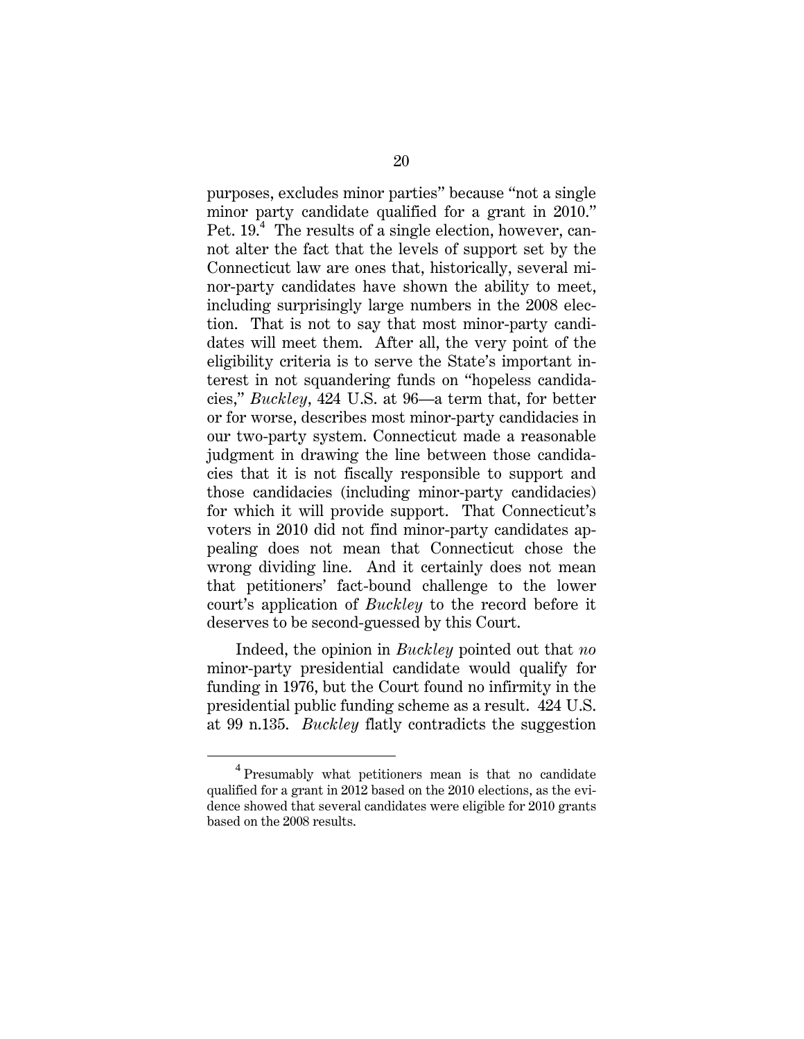purposes, excludes minor parties" because "not a single minor party candidate qualified for a grant in 2010." Pet. 19.[4] The results of a single election, however, cannot alter the fact that the levels of support set by the Connecticut law are ones that, historically, several minor-party candidates have shown the ability to meet, including surprisingly large numbers in the 2008 election. That is not to say that most minor-party candidates will meet them. After all, the very point of the eligibility criteria is to serve the State's important interest in not squandering funds on "hopeless candidacies," *Buckley*, 424 U.S. at 96—a term that, for better or for worse, describes most minor-party candidacies in our two-party system. Connecticut made a reasonable judgment in drawing the line between those candidacies that it is not fiscally responsible to support and those candidacies (including minor-party candidacies) for which it will provide support. That Connecticut's voters in 2010 did not find minor-party candidates appealing does not mean that Connecticut chose the wrong dividing line. And it certainly does not mean that petitioners' fact-bound challenge to the lower court's application of *Buckley* to the record before it deserves to be second-guessed by this Court.

Indeed, the opinion in *Buckley* pointed out that *no* minor-party presidential candidate would qualify for funding in 1976, but the Court found no infirmity in the presidential public funding scheme as a result. 424 U.S. at 99 n.135. *Buckley* flatly contradicts the suggestion

---

[4] Presumably what petitioners mean is that no candidate qualified for a grant in 2012 based on the 2010 elections, as the evidence showed that several candidates were eligible for 2010 grants based on the 2008 results.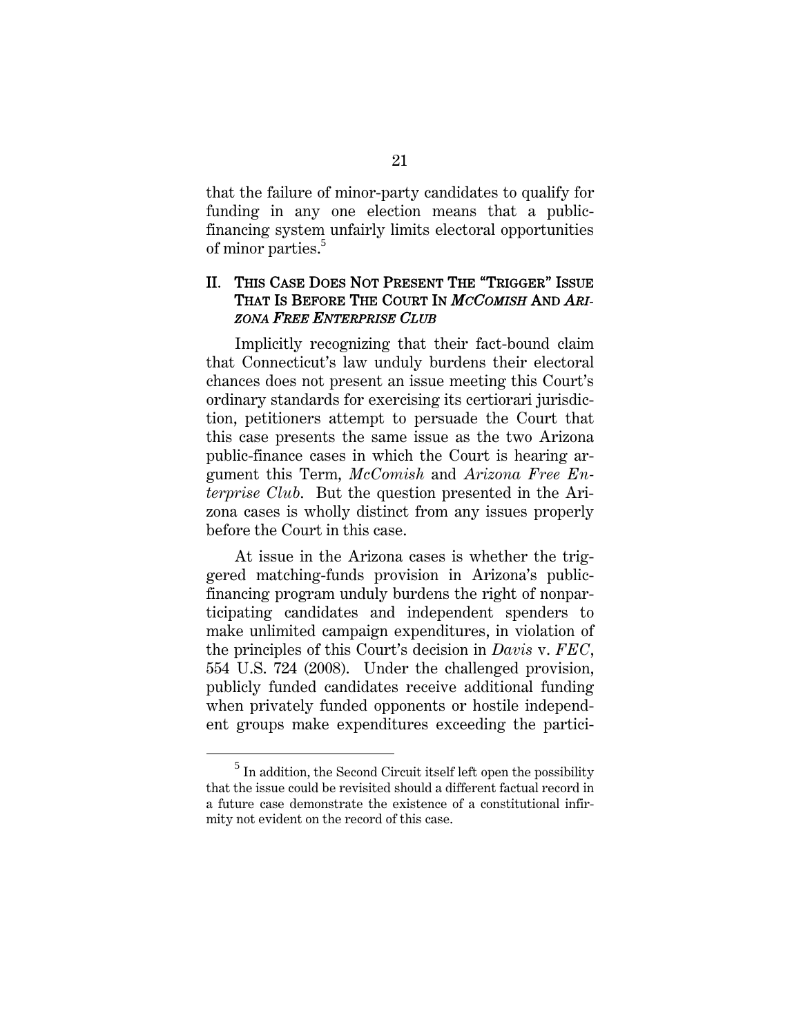that the failure of minor-party candidates to qualify for funding in any one election means that a public-financing system unfairly limits electoral opportunities of minor parties.[5]

## II. This Case Does Not Present The "Trigger" Issue That Is Before The Court In *McComish* And *Arizona Free Enterprise Club*

Implicitly recognizing that their fact-bound claim that Connecticut's law unduly burdens their electoral chances does not present an issue meeting this Court's ordinary standards for exercising its certiorari jurisdiction, petitioners attempt to persuade the Court that this case presents the same issue as the two Arizona public-finance cases in which the Court is hearing argument this Term, *McComish* and *Arizona Free Enterprise Club*. But the question presented in the Arizona cases is wholly distinct from any issues properly before the Court in this case.

At issue in the Arizona cases is whether the triggered matching-funds provision in Arizona's public-financing program unduly burdens the right of nonparticipating candidates and independent spenders to make unlimited campaign expenditures, in violation of the principles of this Court's decision in *Davis* v. *FEC*, 554 U.S. 724 (2008). Under the challenged provision, publicly funded candidates receive additional funding when privately funded opponents or hostile independent groups make expenditures exceeding the partici-

---

[5] In addition, the Second Circuit itself left open the possibility that the issue could be revisited should a different factual record in a future case demonstrate the existence of a constitutional infirmity not evident on the record of this case.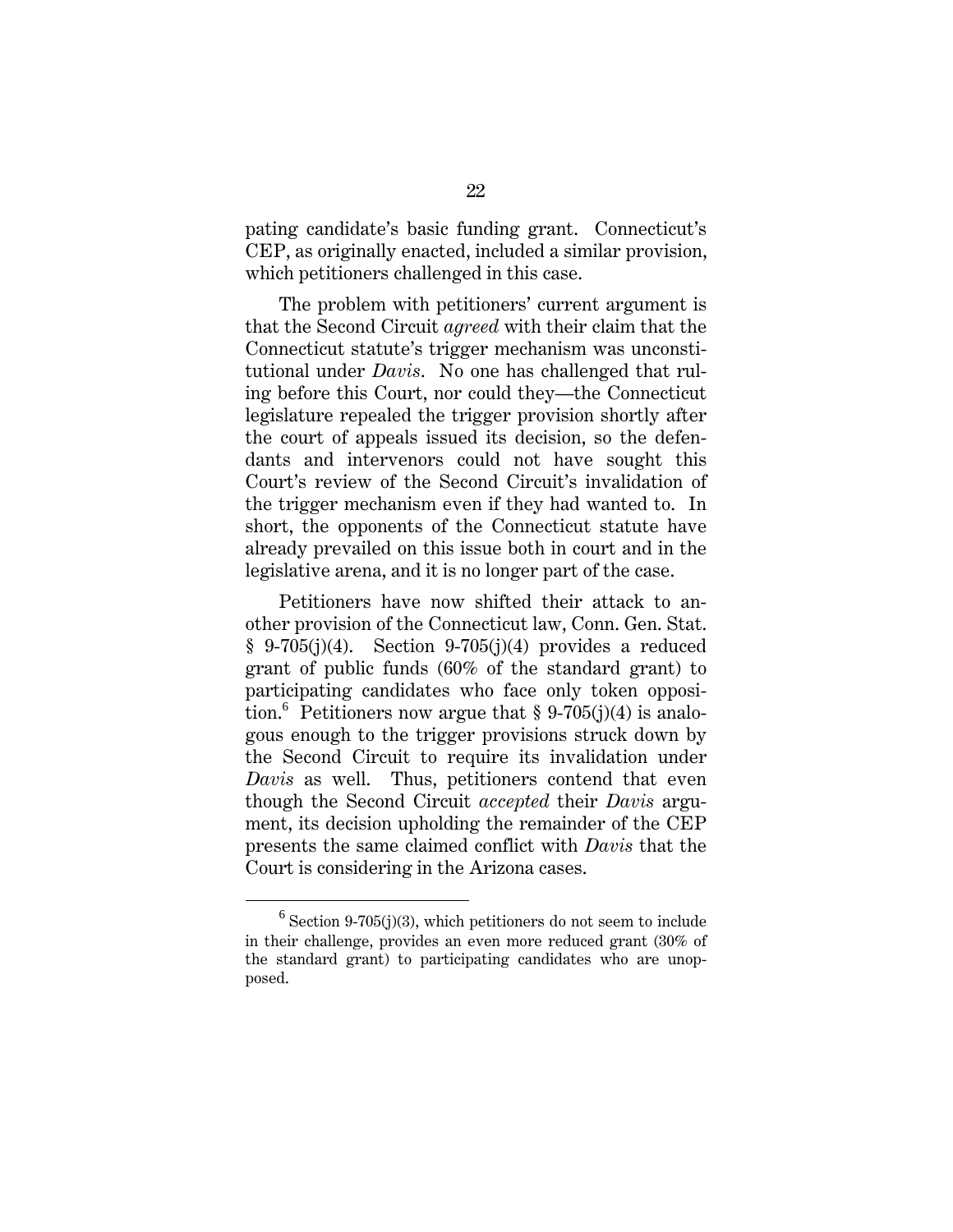pating candidate's basic funding grant. Connecticut's CEP, as originally enacted, included a similar provision, which petitioners challenged in this case.

The problem with petitioners' current argument is that the Second Circuit *agreed* with their claim that the Connecticut statute's trigger mechanism was unconstitutional under *Davis*. No one has challenged that ruling before this Court, nor could they—the Connecticut legislature repealed the trigger provision shortly after the court of appeals issued its decision, so the defendants and intervenors could not have sought this Court's review of the Second Circuit's invalidation of the trigger mechanism even if they had wanted to. In short, the opponents of the Connecticut statute have already prevailed on this issue both in court and in the legislative arena, and it is no longer part of the case.

Petitioners have now shifted their attack to another provision of the Connecticut law, Conn. Gen. Stat. § 9-705(j)(4). Section 9-705(j)(4) provides a reduced grant of public funds (60% of the standard grant) to participating candidates who face only token opposition.[6] Petitioners now argue that § 9-705(j)(4) is analogous enough to the trigger provisions struck down by the Second Circuit to require its invalidation under *Davis* as well. Thus, petitioners contend that even though the Second Circuit *accepted* their *Davis* argument, its decision upholding the remainder of the CEP presents the same claimed conflict with *Davis* that the Court is considering in the Arizona cases.

---

[6] Section 9-705(j)(3), which petitioners do not seem to include in their challenge, provides an even more reduced grant (30% of the standard grant) to participating candidates who are unopposed.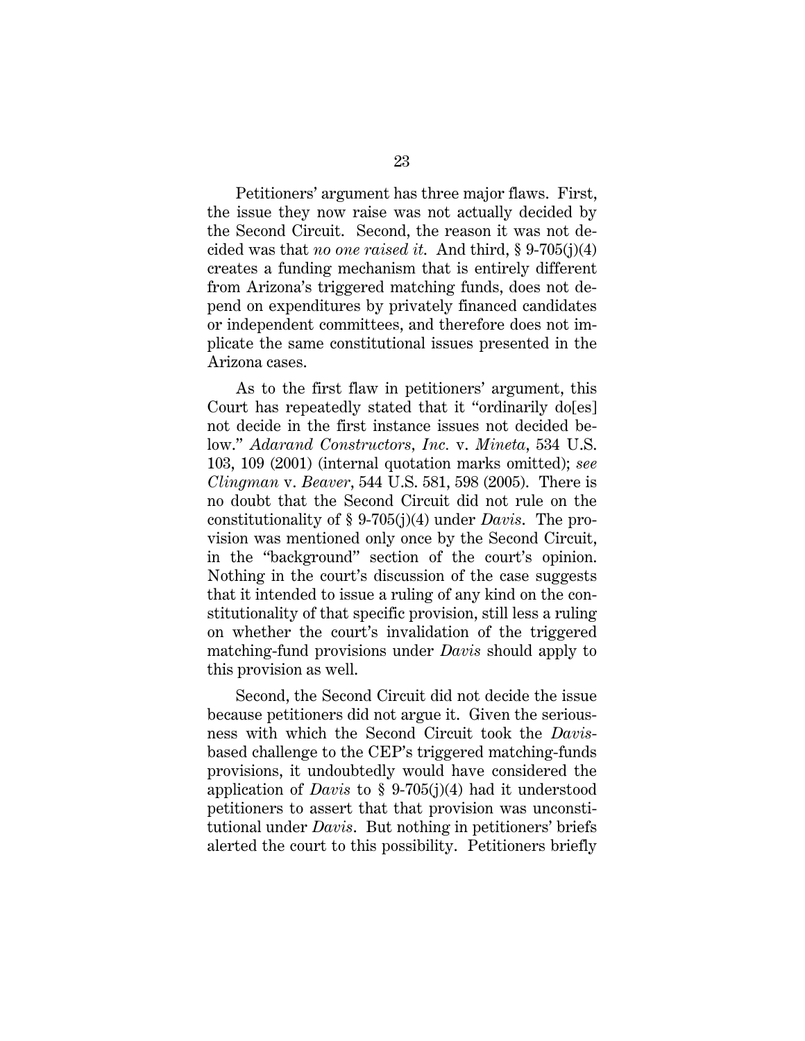Petitioners' argument has three major flaws. First, the issue they now raise was not actually decided by the Second Circuit. Second, the reason it was not decided was that *no one raised it*. And third, § 9-705(j)(4) creates a funding mechanism that is entirely different from Arizona's triggered matching funds, does not depend on expenditures by privately financed candidates or independent committees, and therefore does not implicate the same constitutional issues presented in the Arizona cases.

As to the first flaw in petitioners' argument, this Court has repeatedly stated that it "ordinarily do[es] not decide in the first instance issues not decided below." *Adarand Constructors, Inc.* v. *Mineta*, 534 U.S. 103, 109 (2001) (internal quotation marks omitted); *see Clingman* v. *Beaver*, 544 U.S. 581, 598 (2005). There is no doubt that the Second Circuit did not rule on the constitutionality of § 9-705(j)(4) under *Davis*. The provision was mentioned only once by the Second Circuit, in the "background" section of the court's opinion. Nothing in the court's discussion of the case suggests that it intended to issue a ruling of any kind on the constitutionality of that specific provision, still less a ruling on whether the court's invalidation of the triggered matching-fund provisions under *Davis* should apply to this provision as well.

Second, the Second Circuit did not decide the issue because petitioners did not argue it. Given the seriousness with which the Second Circuit took the *Davis*-based challenge to the CEP's triggered matching-funds provisions, it undoubtedly would have considered the application of *Davis* to § 9-705(j)(4) had it understood petitioners to assert that that provision was unconstitutional under *Davis*. But nothing in petitioners' briefs alerted the court to this possibility. Petitioners briefly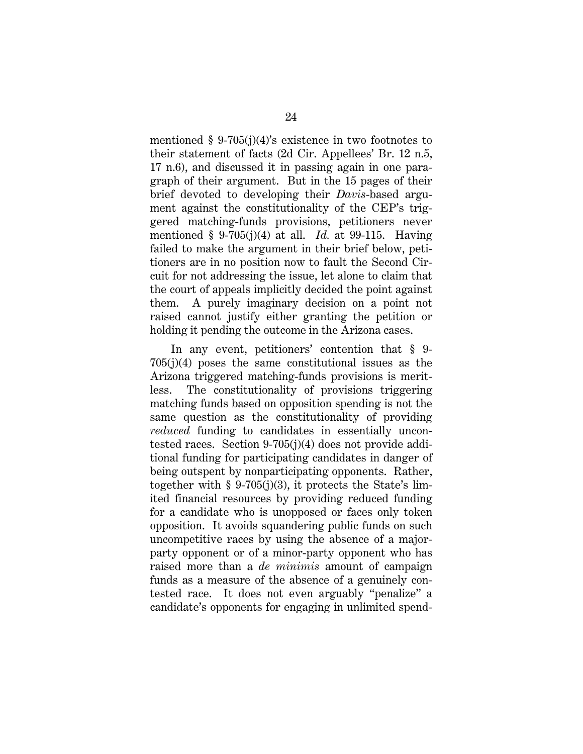mentioned § 9-705(j)(4)'s existence in two footnotes to their statement of facts (2d Cir. Appellees' Br. 12 n.5, 17 n.6), and discussed it in passing again in one paragraph of their argument. But in the 15 pages of their brief devoted to developing their *Davis*-based argument against the constitutionality of the CEP's triggered matching-funds provisions, petitioners never mentioned § 9-705(j)(4) at all. *Id.* at 99-115. Having failed to make the argument in their brief below, petitioners are in no position now to fault the Second Circuit for not addressing the issue, let alone to claim that the court of appeals implicitly decided the point against them. A purely imaginary decision on a point not raised cannot justify either granting the petition or holding it pending the outcome in the Arizona cases.

In any event, petitioners' contention that § 9-705(j)(4) poses the same constitutional issues as the Arizona triggered matching-funds provisions is meritless. The constitutionality of provisions triggering matching funds based on opposition spending is not the same question as the constitutionality of providing *reduced* funding to candidates in essentially uncontested races. Section 9-705(j)(4) does not provide additional funding for participating candidates in danger of being outspent by nonparticipating opponents. Rather, together with § 9-705(j)(3), it protects the State's limited financial resources by providing reduced funding for a candidate who is unopposed or faces only token opposition. It avoids squandering public funds on such uncompetitive races by using the absence of a major-party opponent or of a minor-party opponent who has raised more than a *de minimis* amount of campaign funds as a measure of the absence of a genuinely contested race. It does not even arguably "penalize" a candidate's opponents for engaging in unlimited spend-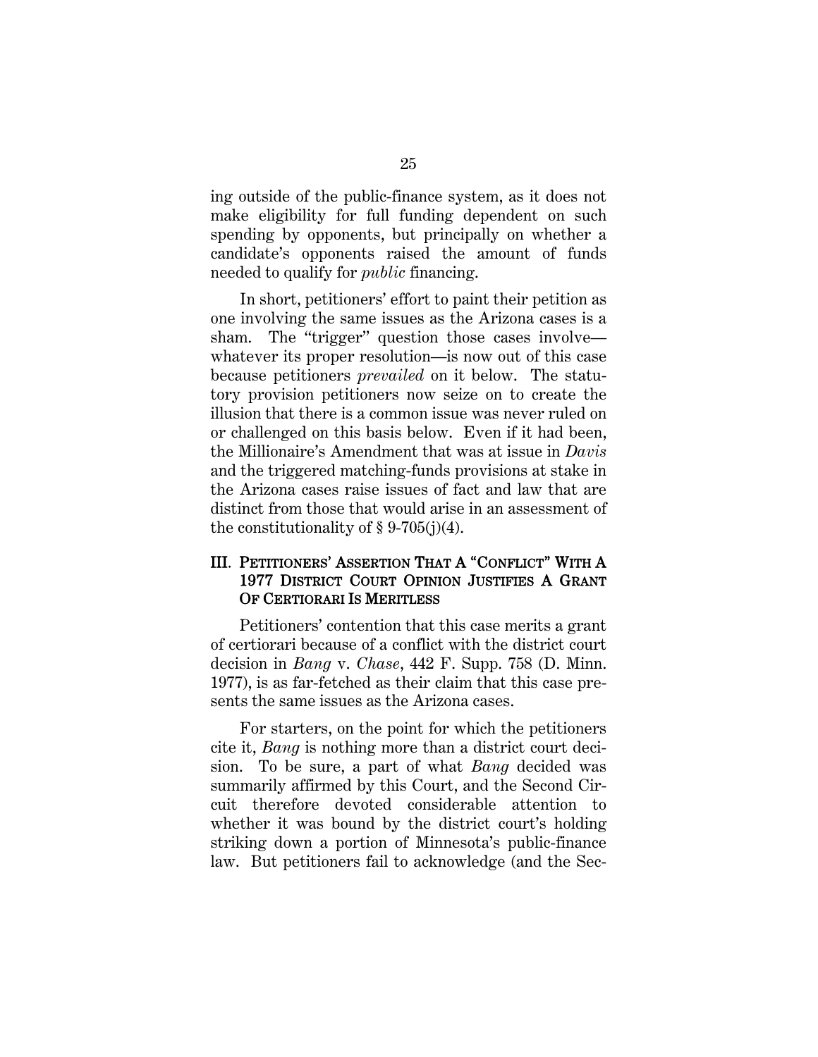ing outside of the public-finance system, as it does not make eligibility for full funding dependent on such spending by opponents, but principally on whether a candidate's opponents raised the amount of funds needed to qualify for *public* financing.

In short, petitioners' effort to paint their petition as one involving the same issues as the Arizona cases is a sham. The "trigger" question those cases involve—whatever its proper resolution—is now out of this case because petitioners *prevailed* on it below. The statutory provision petitioners now seize on to create the illusion that there is a common issue was never ruled on or challenged on this basis below. Even if it had been, the Millionaire's Amendment that was at issue in *Davis* and the triggered matching-funds provisions at stake in the Arizona cases raise issues of fact and law that are distinct from those that would arise in an assessment of the constitutionality of § 9-705(j)(4).

## III. PETITIONERS' ASSERTION THAT A "CONFLICT" WITH A 1977 DISTRICT COURT OPINION JUSTIFIES A GRANT OF CERTIORARI IS MERITLESS

Petitioners' contention that this case merits a grant of certiorari because of a conflict with the district court decision in *Bang* v. *Chase*, 442 F. Supp. 758 (D. Minn. 1977), is as far-fetched as their claim that this case presents the same issues as the Arizona cases.

For starters, on the point for which the petitioners cite it, *Bang* is nothing more than a district court decision. To be sure, a part of what *Bang* decided was summarily affirmed by this Court, and the Second Circuit therefore devoted considerable attention to whether it was bound by the district court's holding striking down a portion of Minnesota's public-finance law. But petitioners fail to acknowledge (and the Sec-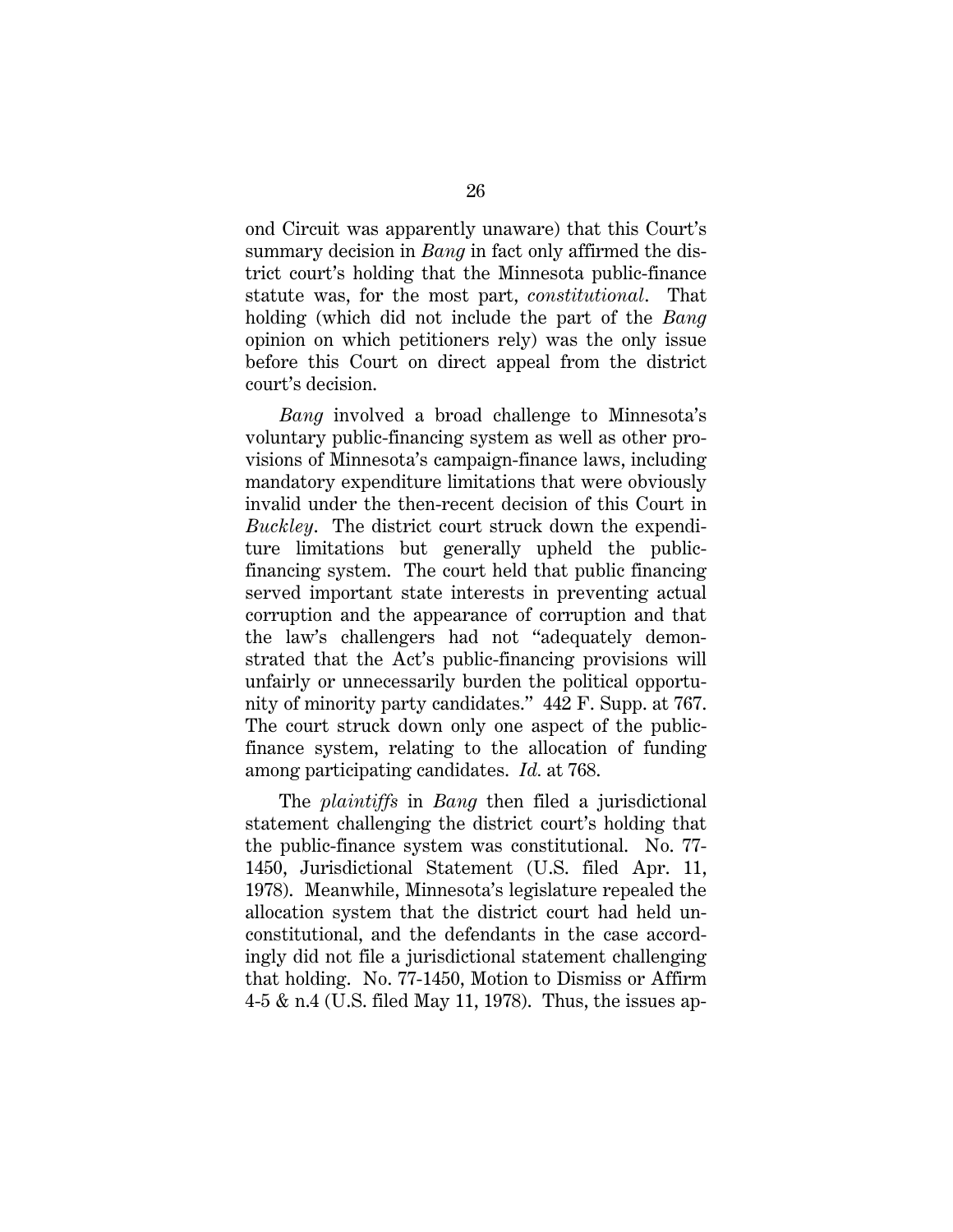ond Circuit was apparently unaware) that this Court's summary decision in *Bang* in fact only affirmed the district court's holding that the Minnesota public-finance statute was, for the most part, *constitutional*. That holding (which did not include the part of the *Bang* opinion on which petitioners rely) was the only issue before this Court on direct appeal from the district court's decision.

*Bang* involved a broad challenge to Minnesota's voluntary public-financing system as well as other provisions of Minnesota's campaign-finance laws, including mandatory expenditure limitations that were obviously invalid under the then-recent decision of this Court in *Buckley*. The district court struck down the expenditure limitations but generally upheld the public-financing system. The court held that public financing served important state interests in preventing actual corruption and the appearance of corruption and that the law's challengers had not "adequately demonstrated that the Act's public-financing provisions will unfairly or unnecessarily burden the political opportunity of minority party candidates." 442 F. Supp. at 767. The court struck down only one aspect of the public-finance system, relating to the allocation of funding among participating candidates. *Id.* at 768.

The *plaintiffs* in *Bang* then filed a jurisdictional statement challenging the district court's holding that the public-finance system was constitutional. No. 77-1450, Jurisdictional Statement (U.S. filed Apr. 11, 1978). Meanwhile, Minnesota's legislature repealed the allocation system that the district court had held unconstitutional, and the defendants in the case accordingly did not file a jurisdictional statement challenging that holding. No. 77-1450, Motion to Dismiss or Affirm 4-5 & n.4 (U.S. filed May 11, 1978). Thus, the issues ap-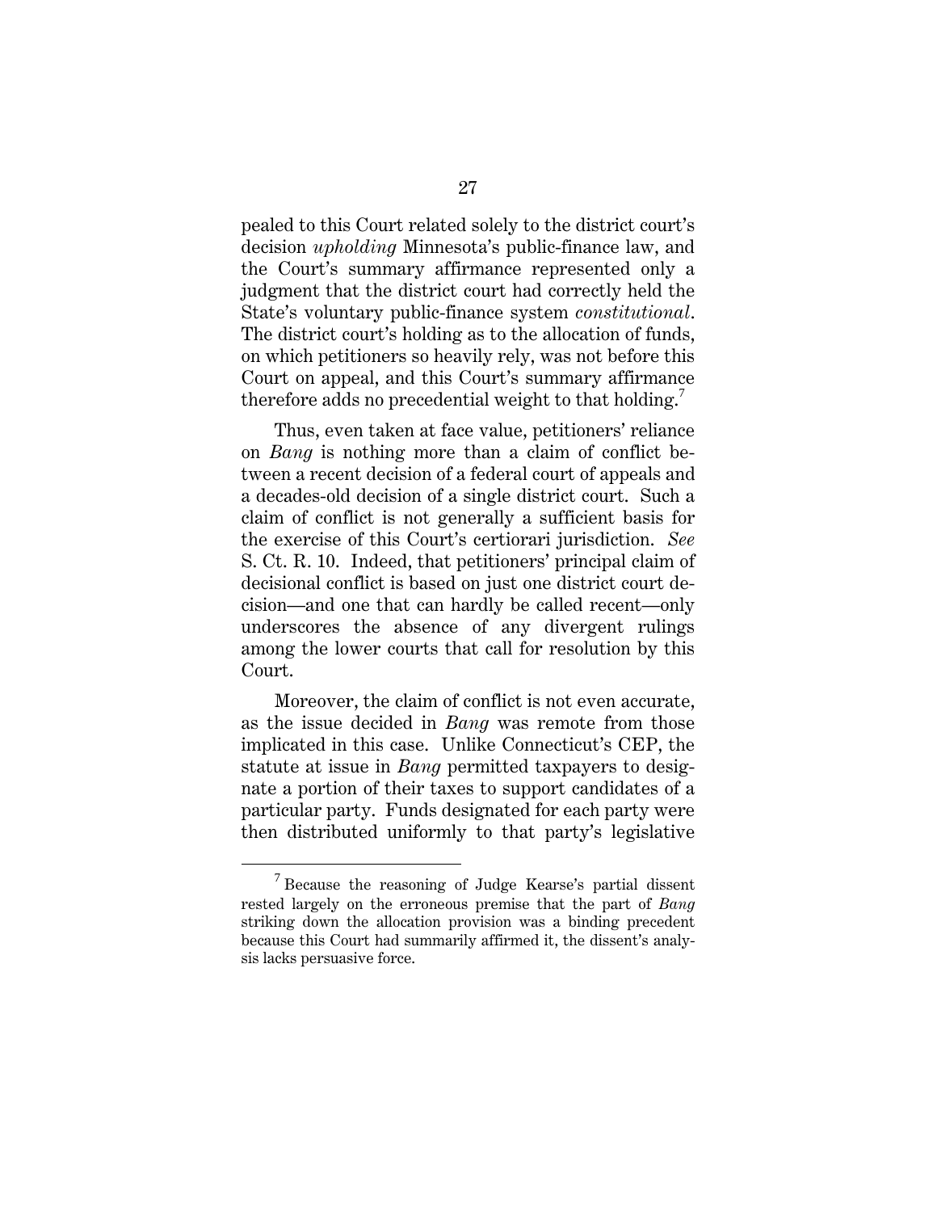pealed to this Court related solely to the district court's decision *upholding* Minnesota's public-finance law, and the Court's summary affirmance represented only a judgment that the district court had correctly held the State's voluntary public-finance system *constitutional*. The district court's holding as to the allocation of funds, on which petitioners so heavily rely, was not before this Court on appeal, and this Court's summary affirmance therefore adds no precedential weight to that holding.[7]

Thus, even taken at face value, petitioners' reliance on *Bang* is nothing more than a claim of conflict between a recent decision of a federal court of appeals and a decades-old decision of a single district court. Such a claim of conflict is not generally a sufficient basis for the exercise of this Court's certiorari jurisdiction. *See* S. Ct. R. 10. Indeed, that petitioners' principal claim of decisional conflict is based on just one district court decision—and one that can hardly be called recent—only underscores the absence of any divergent rulings among the lower courts that call for resolution by this Court.

Moreover, the claim of conflict is not even accurate, as the issue decided in *Bang* was remote from those implicated in this case. Unlike Connecticut's CEP, the statute at issue in *Bang* permitted taxpayers to designate a portion of their taxes to support candidates of a particular party. Funds designated for each party were then distributed uniformly to that party's legislative

---

[7] Because the reasoning of Judge Kearse's partial dissent rested largely on the erroneous premise that the part of *Bang* striking down the allocation provision was a binding precedent because this Court had summarily affirmed it, the dissent's analysis lacks persuasive force.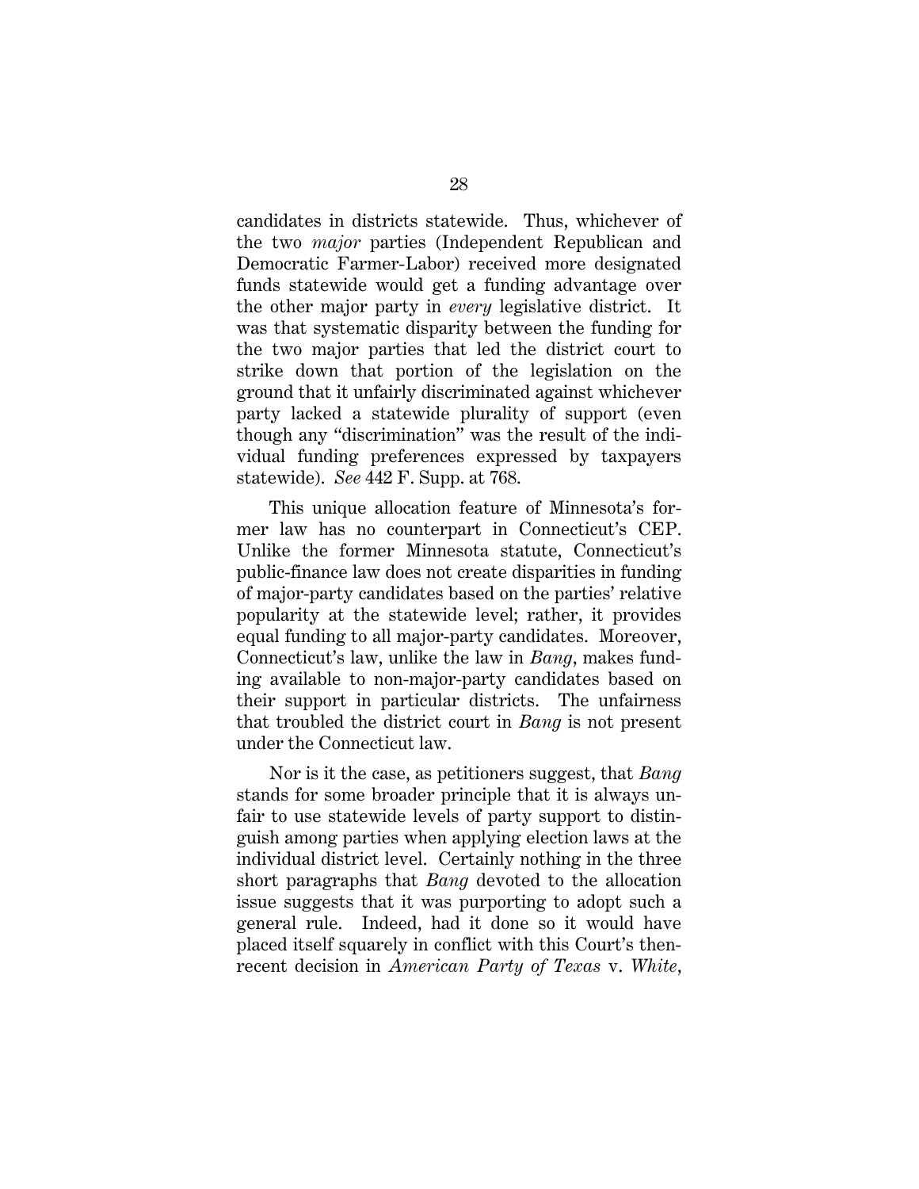candidates in districts statewide. Thus, whichever of the two *major* parties (Independent Republican and Democratic Farmer-Labor) received more designated funds statewide would get a funding advantage over the other major party in *every* legislative district. It was that systematic disparity between the funding for the two major parties that led the district court to strike down that portion of the legislation on the ground that it unfairly discriminated against whichever party lacked a statewide plurality of support (even though any "discrimination" was the result of the individual funding preferences expressed by taxpayers statewide). *See* 442 F. Supp. at 768.

This unique allocation feature of Minnesota's former law has no counterpart in Connecticut's CEP. Unlike the former Minnesota statute, Connecticut's public-finance law does not create disparities in funding of major-party candidates based on the parties' relative popularity at the statewide level; rather, it provides equal funding to all major-party candidates. Moreover, Connecticut's law, unlike the law in *Bang*, makes funding available to non-major-party candidates based on their support in particular districts. The unfairness that troubled the district court in *Bang* is not present under the Connecticut law.

Nor is it the case, as petitioners suggest, that *Bang* stands for some broader principle that it is always unfair to use statewide levels of party support to distinguish among parties when applying election laws at the individual district level. Certainly nothing in the three short paragraphs that *Bang* devoted to the allocation issue suggests that it was purporting to adopt such a general rule. Indeed, had it done so it would have placed itself squarely in conflict with this Court's then-recent decision in *American Party of Texas* v. *White*,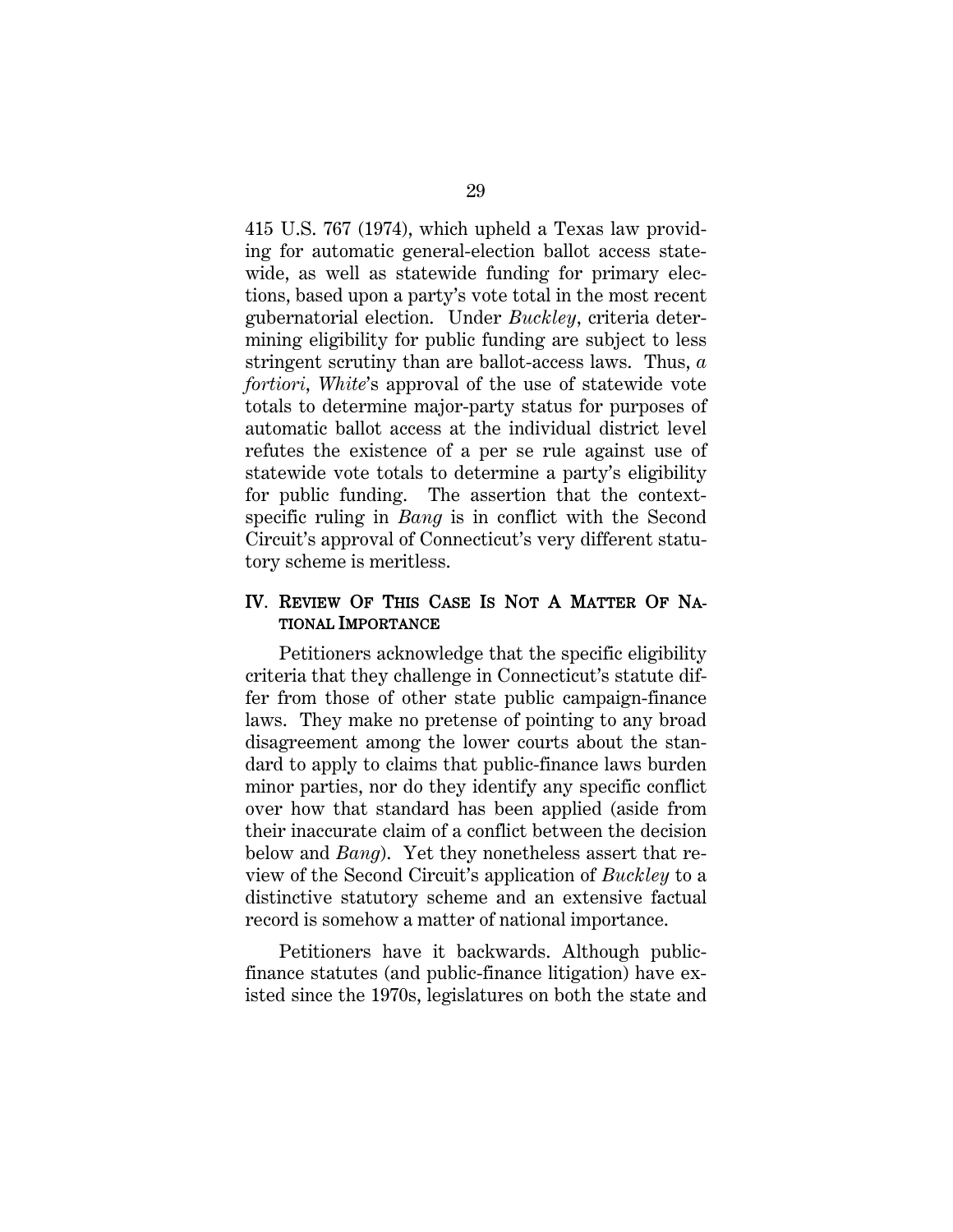415 U.S. 767 (1974), which upheld a Texas law providing for automatic general-election ballot access statewide, as well as statewide funding for primary elections, based upon a party's vote total in the most recent gubernatorial election. Under *Buckley*, criteria determining eligibility for public funding are subject to less stringent scrutiny than are ballot-access laws. Thus, *a fortiori*, *White*'s approval of the use of statewide vote totals to determine major-party status for purposes of automatic ballot access at the individual district level refutes the existence of a per se rule against use of statewide vote totals to determine a party's eligibility for public funding. The assertion that the context-specific ruling in *Bang* is in conflict with the Second Circuit's approval of Connecticut's very different statutory scheme is meritless.

## IV. REVIEW OF THIS CASE IS NOT A MATTER OF NATIONAL IMPORTANCE

Petitioners acknowledge that the specific eligibility criteria that they challenge in Connecticut's statute differ from those of other state public campaign-finance laws. They make no pretense of pointing to any broad disagreement among the lower courts about the standard to apply to claims that public-finance laws burden minor parties, nor do they identify any specific conflict over how that standard has been applied (aside from their inaccurate claim of a conflict between the decision below and *Bang*). Yet they nonetheless assert that review of the Second Circuit's application of *Buckley* to a distinctive statutory scheme and an extensive factual record is somehow a matter of national importance.

Petitioners have it backwards. Although public-finance statutes (and public-finance litigation) have existed since the 1970s, legislatures on both the state and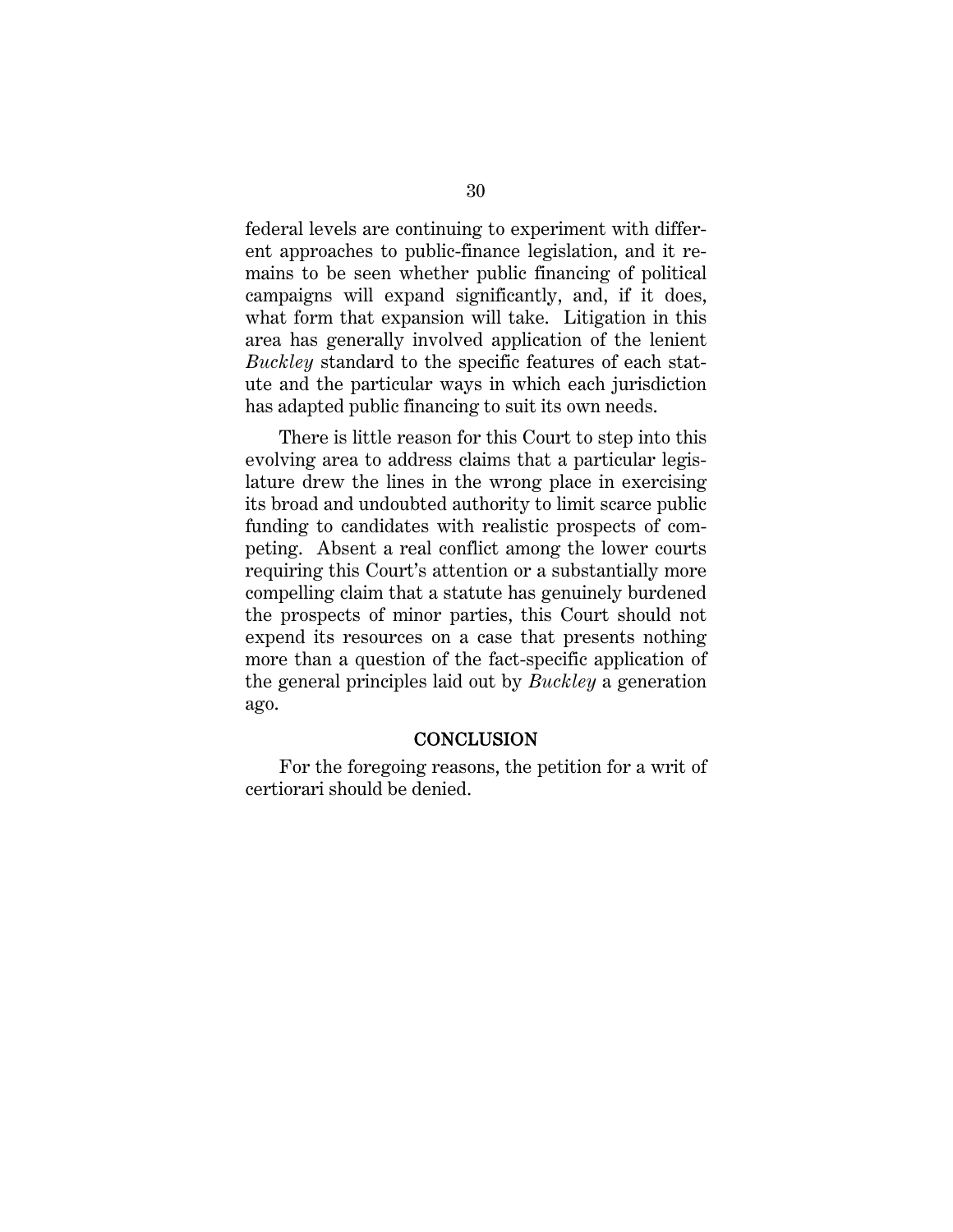federal levels are continuing to experiment with different approaches to public-finance legislation, and it remains to be seen whether public financing of political campaigns will expand significantly, and, if it does, what form that expansion will take. Litigation in this area has generally involved application of the lenient *Buckley* standard to the specific features of each statute and the particular ways in which each jurisdiction has adapted public financing to suit its own needs.

There is little reason for this Court to step into this evolving area to address claims that a particular legislature drew the lines in the wrong place in exercising its broad and undoubted authority to limit scarce public funding to candidates with realistic prospects of competing. Absent a real conflict among the lower courts requiring this Court's attention or a substantially more compelling claim that a statute has genuinely burdened the prospects of minor parties, this Court should not expend its resources on a case that presents nothing more than a question of the fact-specific application of the general principles laid out by *Buckley* a generation ago.

## CONCLUSION

For the foregoing reasons, the petition for a writ of certiorari should be denied.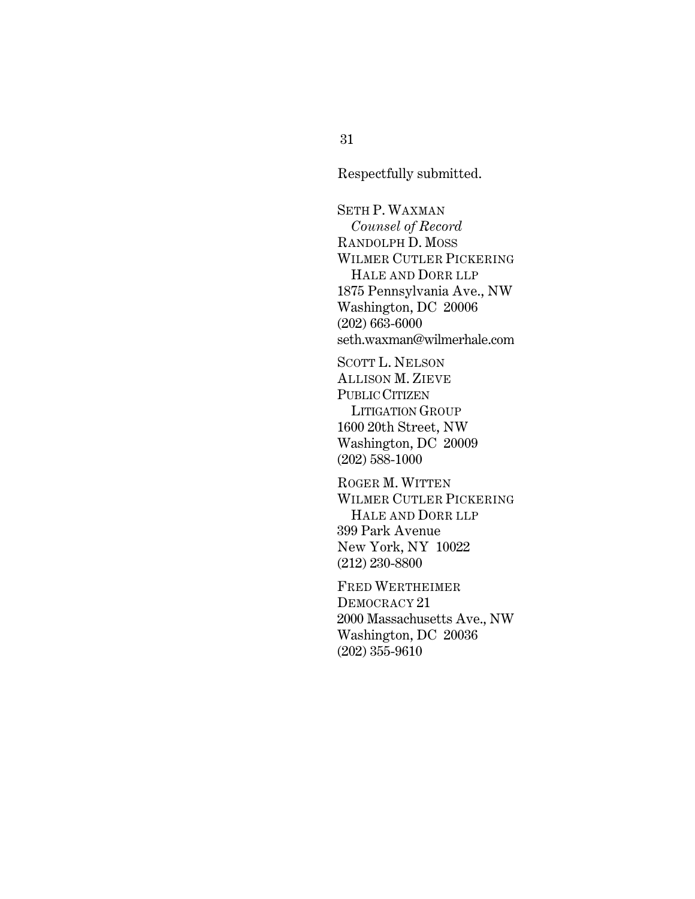Respectfully submitted.

SETH P. WAXMAN
*Counsel of Record*
RANDOLPH D. MOSS
WILMER CUTLER PICKERING
HALE AND DORR LLP
1875 Pennsylvania Ave., NW
Washington, DC 20006
(202) 663-6000
seth.waxman@wilmerhale.com

SCOTT L. NELSON
ALLISON M. ZIEVE
PUBLIC CITIZEN
LITIGATION GROUP
1600 20th Street, NW
Washington, DC 20009
(202) 588-1000

ROGER M. WITTEN
WILMER CUTLER PICKERING
HALE AND DORR LLP
399 Park Avenue
New York, NY 10022
(212) 230-8800

FRED WERTHEIMER
DEMOCRACY 21
2000 Massachusetts Ave., NW
Washington, DC 20036
(202) 355-9610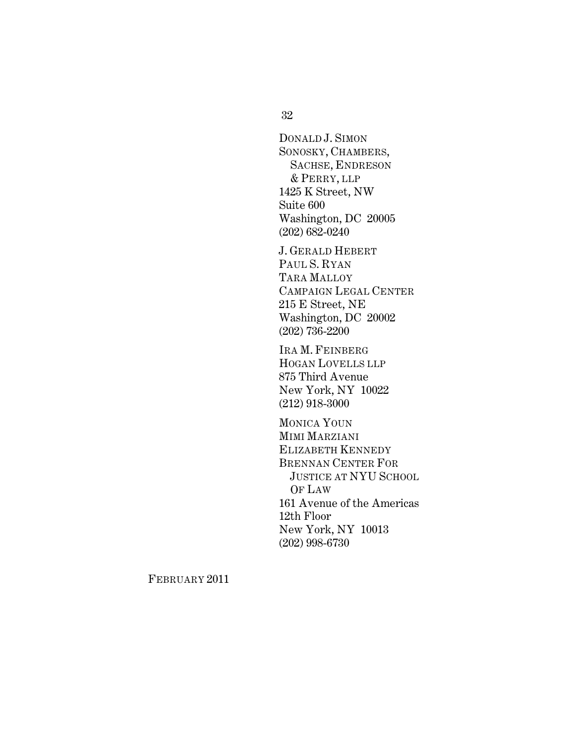DONALD J. SIMON
SONOSKY, CHAMBERS,
SACHSE, ENDRESON
& PERRY, LLP
1425 K Street, NW
Suite 600
Washington, DC 20005
(202) 682-0240

J. GERALD HEBERT
PAUL S. RYAN
TARA MALLOY
CAMPAIGN LEGAL CENTER
215 E Street, NE
Washington, DC 20002
(202) 736-2200

IRA M. FEINBERG
HOGAN LOVELLS LLP
875 Third Avenue
New York, NY 10022
(212) 918-3000

MONICA YOUN
MIMI MARZIANI
ELIZABETH KENNEDY
BRENNAN CENTER FOR
JUSTICE AT NYU SCHOOL
OF LAW
161 Avenue of the Americas
12th Floor
New York, NY 10013
(202) 998-6730

FEBRUARY 2011